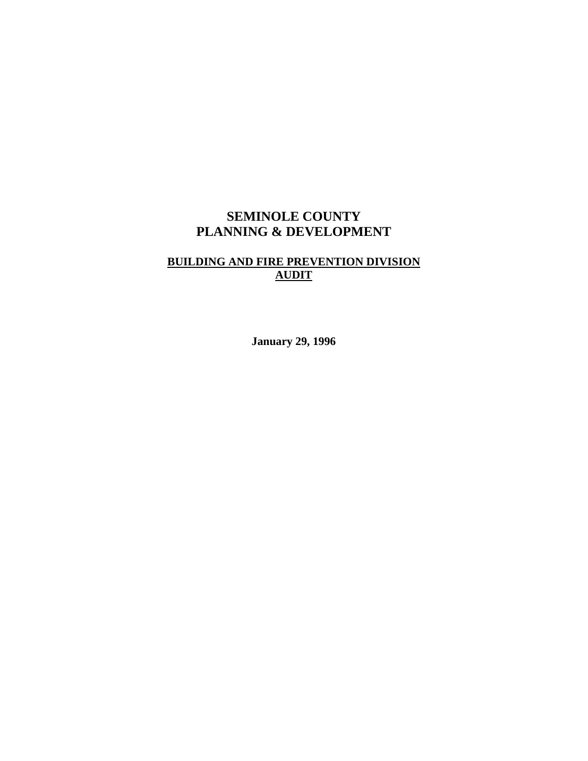# SEMINOLE COUNTY
# PLANNING & DEVELOPMENT

## BUILDING AND FIRE PREVENTION DIVISION AUDIT

**January 29, 1996**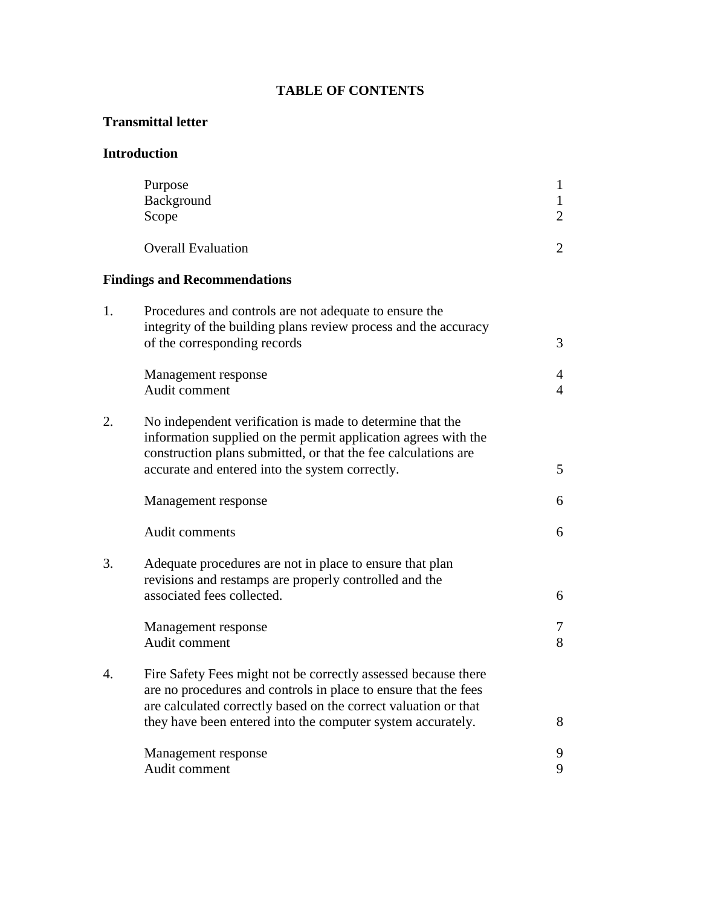# TABLE OF CONTENTS

**Transmittal letter**

**Introduction**

| | | |
|---|---|---|
| | Purpose | 1 |
| | Background | 1 |
| | Scope | 2 |
| | Overall Evaluation | 2 |

**Findings and Recommendations**

| | | |
|---|---|---|
| 1. | Procedures and controls are not adequate to ensure the integrity of the building plans review process and the accuracy of the corresponding records | 3 |
| | Management response | 4 |
| | Audit comment | 4 |
| 2. | No independent verification is made to determine that the information supplied on the permit application agrees with the construction plans submitted, or that the fee calculations are accurate and entered into the system correctly. | 5 |
| | Management response | 6 |
| | Audit comments | 6 |
| 3. | Adequate procedures are not in place to ensure that plan revisions and restamps are properly controlled and the associated fees collected. | 6 |
| | Management response | 7 |
| | Audit comment | 8 |
| 4. | Fire Safety Fees might not be correctly assessed because there are no procedures and controls in place to ensure that the fees are calculated correctly based on the correct valuation or that they have been entered into the computer system accurately. | 8 |
| | Management response | 9 |
| | Audit comment | 9 |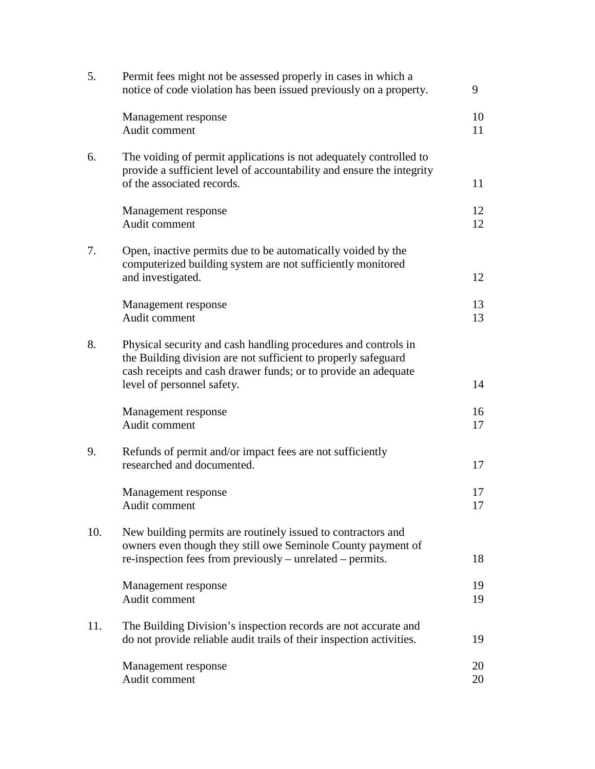| | | |
|---|---|---|
| 5. | Permit fees might not be assessed properly in cases in which a notice of code violation has been issued previously on a property. | 9 |
| | Management response | 10 |
| | Audit comment | 11 |
| 6. | The voiding of permit applications is not adequately controlled to provide a sufficient level of accountability and ensure the integrity of the associated records. | 11 |
| | Management response | 12 |
| | Audit comment | 12 |
| 7. | Open, inactive permits due to be automatically voided by the computerized building system are not sufficiently monitored and investigated. | 12 |
| | Management response | 13 |
| | Audit comment | 13 |
| 8. | Physical security and cash handling procedures and controls in the Building division are not sufficient to properly safeguard cash receipts and cash drawer funds; or to provide an adequate level of personnel safety. | 14 |
| | Management response | 16 |
| | Audit comment | 17 |
| 9. | Refunds of permit and/or impact fees are not sufficiently researched and documented. | 17 |
| | Management response | 17 |
| | Audit comment | 17 |
| 10. | New building permits are routinely issued to contractors and owners even though they still owe Seminole County payment of re-inspection fees from previously – unrelated – permits. | 18 |
| | Management response | 19 |
| | Audit comment | 19 |
| 11. | The Building Division's inspection records are not accurate and do not provide reliable audit trails of their inspection activities. | 19 |
| | Management response | 20 |
| | Audit comment | 20 |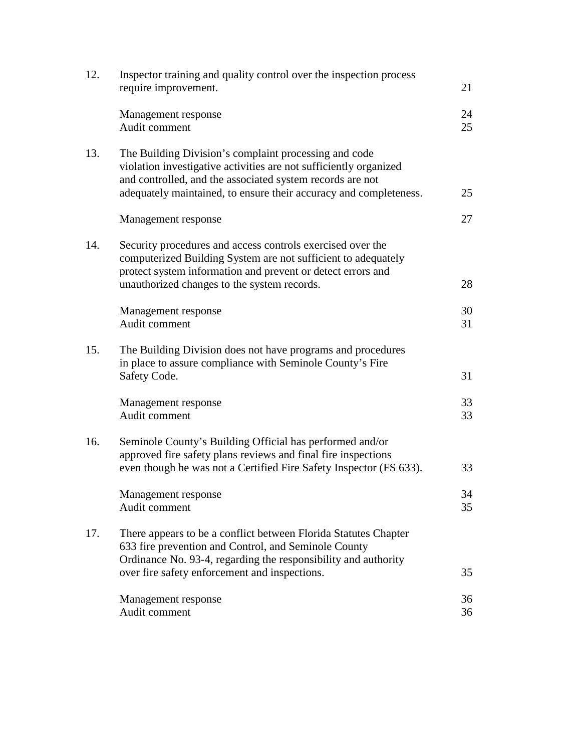| | | |
|---|---|---|
| 12. | Inspector training and quality control over the inspection process require improvement. | 21 |
| | Management response | 24 |
| | Audit comment | 25 |
| 13. | The Building Division's complaint processing and code violation investigative activities are not sufficiently organized and controlled, and the associated system records are not adequately maintained, to ensure their accuracy and completeness. | 25 |
| | Management response | 27 |
| 14. | Security procedures and access controls exercised over the computerized Building System are not sufficient to adequately protect system information and prevent or detect errors and unauthorized changes to the system records. | 28 |
| | Management response | 30 |
| | Audit comment | 31 |
| 15. | The Building Division does not have programs and procedures in place to assure compliance with Seminole County's Fire Safety Code. | 31 |
| | Management response | 33 |
| | Audit comment | 33 |
| 16. | Seminole County's Building Official has performed and/or approved fire safety plans reviews and final fire inspections even though he was not a Certified Fire Safety Inspector (FS 633). | 33 |
| | Management response | 34 |
| | Audit comment | 35 |
| 17. | There appears to be a conflict between Florida Statutes Chapter 633 fire prevention and Control, and Seminole County Ordinance No. 93-4, regarding the responsibility and authority over fire safety enforcement and inspections. | 35 |
| | Management response | 36 |
| | Audit comment | 36 |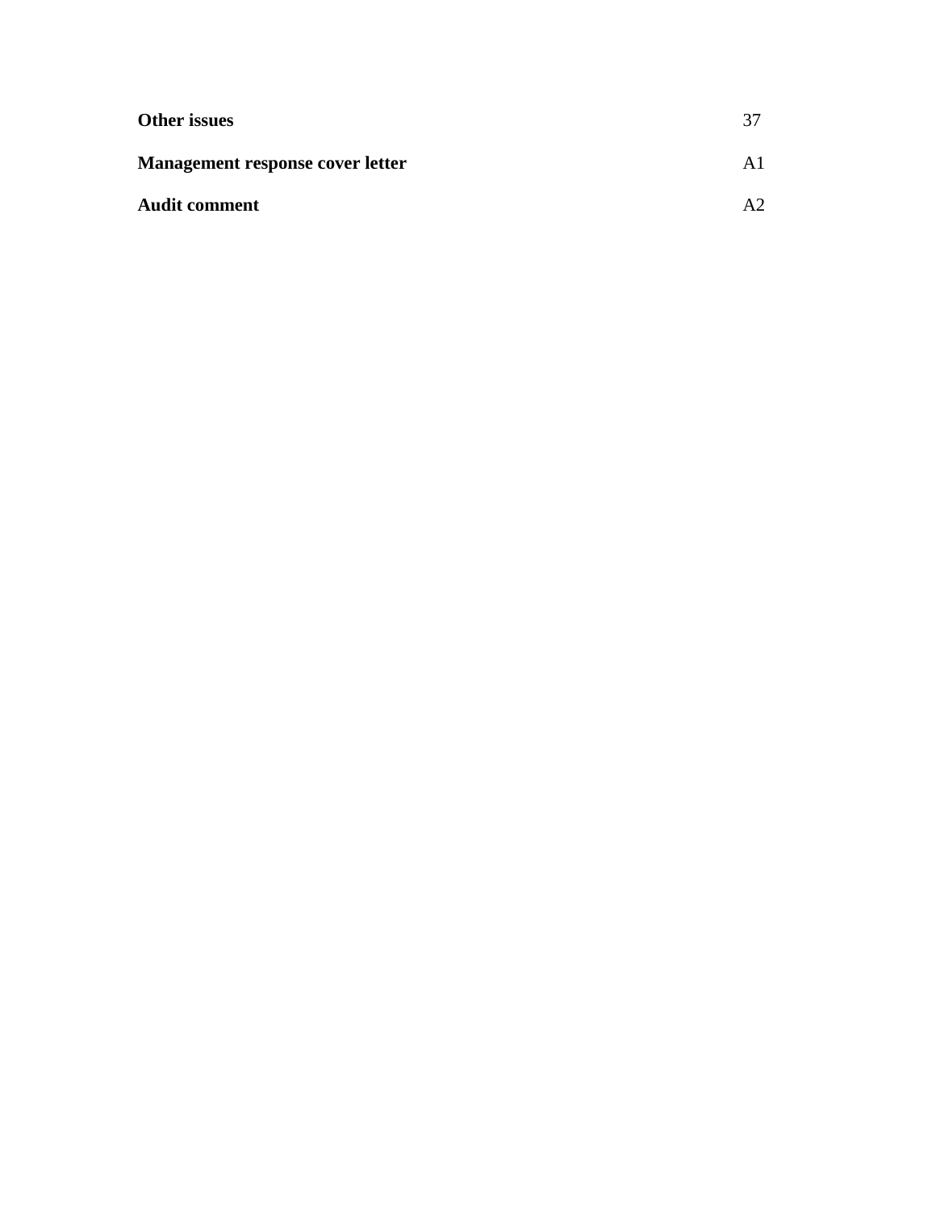| | |
|---|---|
| **Other issues** | 37 |
| **Management response cover letter** | A1 |
| **Audit comment** | A2 |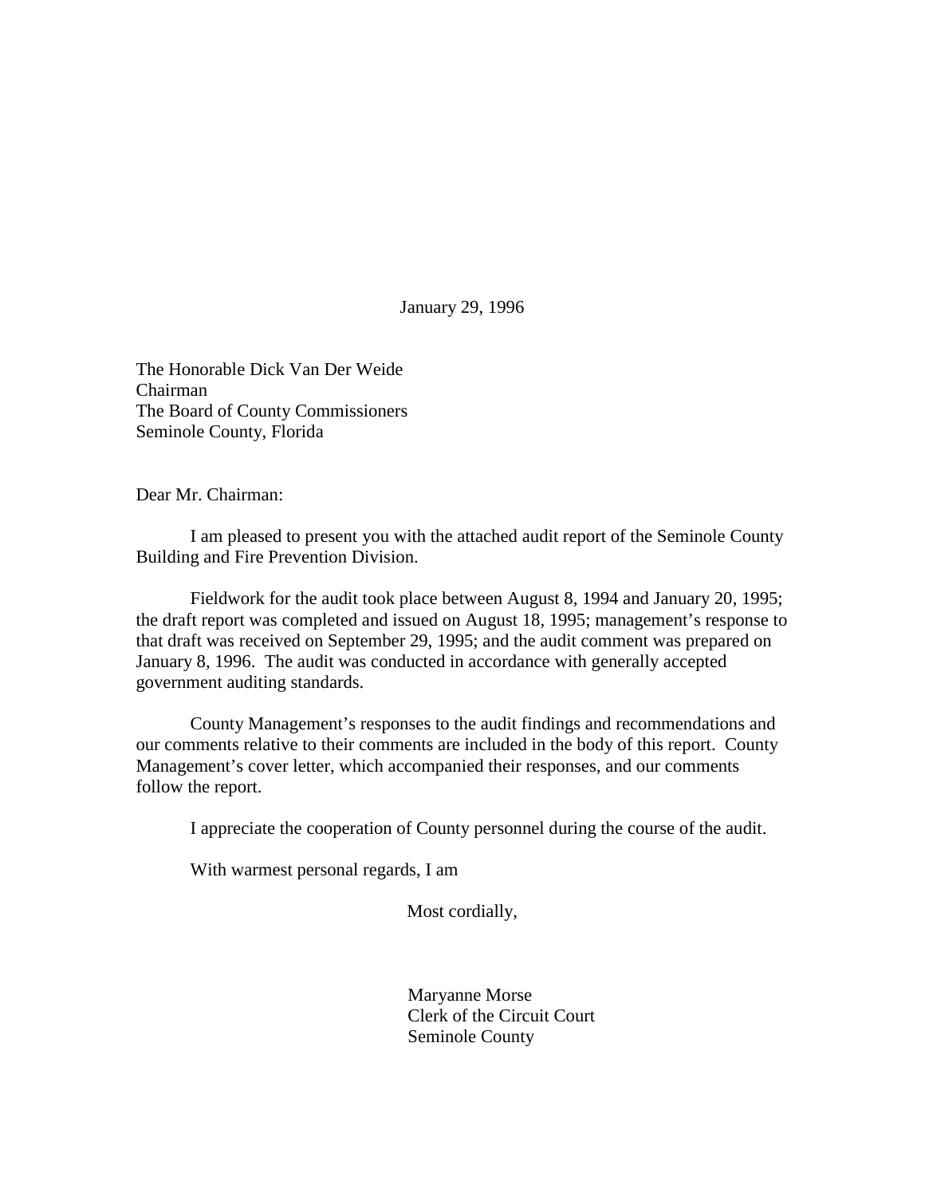January 29, 1996

The Honorable Dick Van Der Weide
Chairman
The Board of County Commissioners
Seminole County, Florida

Dear Mr. Chairman:

I am pleased to present you with the attached audit report of the Seminole County Building and Fire Prevention Division.

Fieldwork for the audit took place between August 8, 1994 and January 20, 1995; the draft report was completed and issued on August 18, 1995; management's response to that draft was received on September 29, 1995; and the audit comment was prepared on January 8, 1996. The audit was conducted in accordance with generally accepted government auditing standards.

County Management's responses to the audit findings and recommendations and our comments relative to their comments are included in the body of this report. County Management's cover letter, which accompanied their responses, and our comments follow the report.

I appreciate the cooperation of County personnel during the course of the audit.

With warmest personal regards, I am

Most cordially,

Maryanne Morse
Clerk of the Circuit Court
Seminole County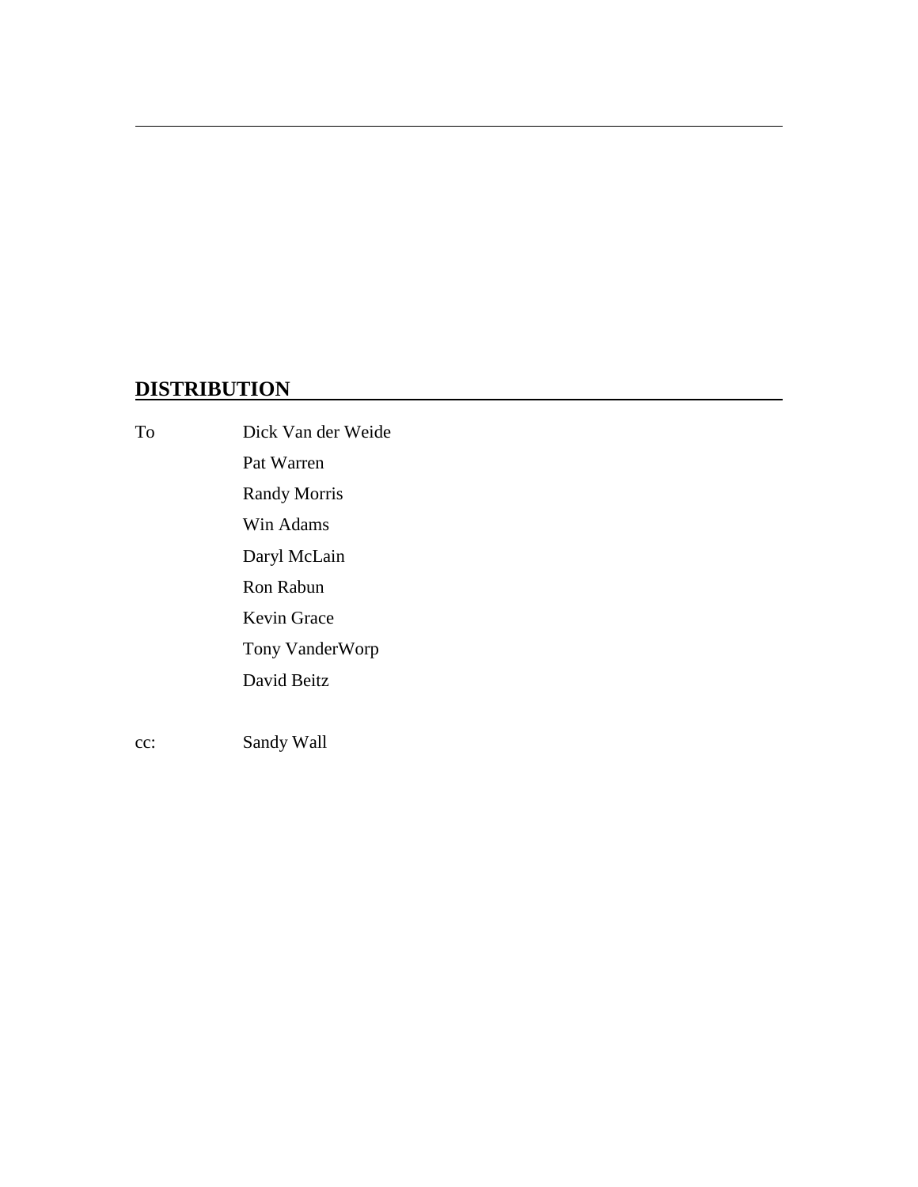## DISTRIBUTION

| To | Dick Van der Weide |
| --- | --- |
| | Pat Warren |
| | Randy Morris |
| | Win Adams |
| | Daryl McLain |
| | Ron Rabun |
| | Kevin Grace |
| | Tony VanderWorp |
| | David Beitz |
| cc: | Sandy Wall |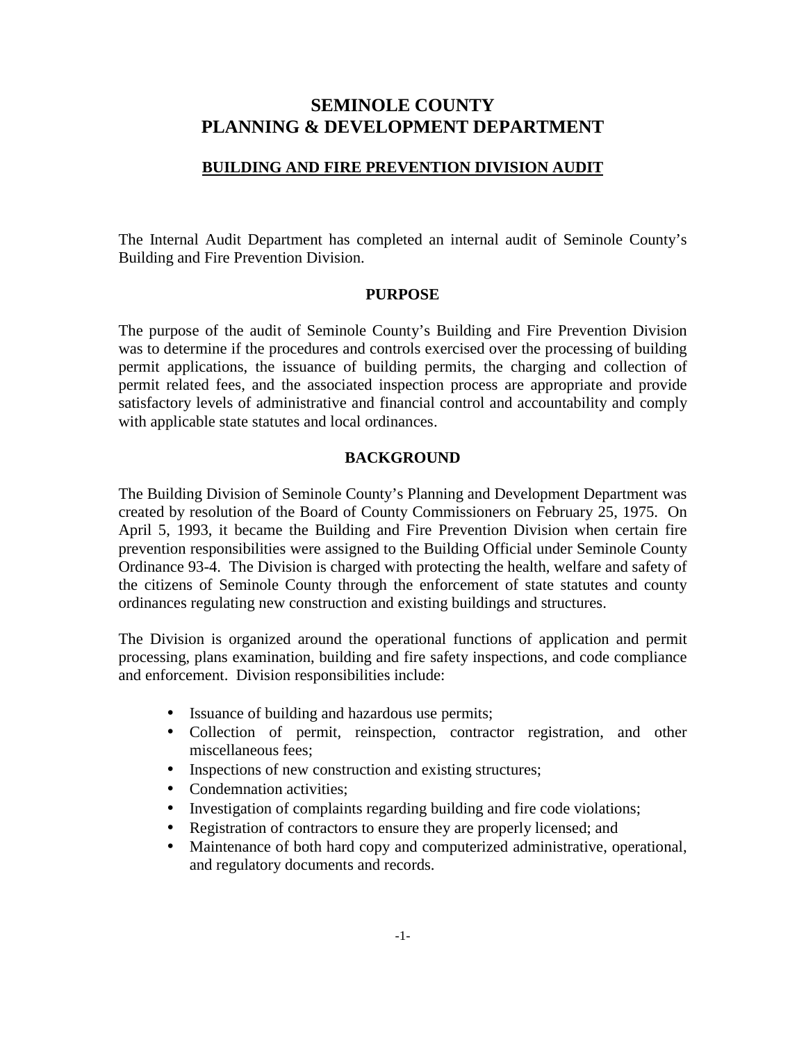# SEMINOLE COUNTY
# PLANNING & DEVELOPMENT DEPARTMENT

## BUILDING AND FIRE PREVENTION DIVISION AUDIT

The Internal Audit Department has completed an internal audit of Seminole County's Building and Fire Prevention Division.

### PURPOSE

The purpose of the audit of Seminole County's Building and Fire Prevention Division was to determine if the procedures and controls exercised over the processing of building permit applications, the issuance of building permits, the charging and collection of permit related fees, and the associated inspection process are appropriate and provide satisfactory levels of administrative and financial control and accountability and comply with applicable state statutes and local ordinances.

### BACKGROUND

The Building Division of Seminole County's Planning and Development Department was created by resolution of the Board of County Commissioners on February 25, 1975. On April 5, 1993, it became the Building and Fire Prevention Division when certain fire prevention responsibilities were assigned to the Building Official under Seminole County Ordinance 93-4. The Division is charged with protecting the health, welfare and safety of the citizens of Seminole County through the enforcement of state statutes and county ordinances regulating new construction and existing buildings and structures.

The Division is organized around the operational functions of application and permit processing, plans examination, building and fire safety inspections, and code compliance and enforcement. Division responsibilities include:

- Issuance of building and hazardous use permits;
- Collection of permit, reinspection, contractor registration, and other miscellaneous fees;
- Inspections of new construction and existing structures;
- Condemnation activities;
- Investigation of complaints regarding building and fire code violations;
- Registration of contractors to ensure they are properly licensed; and
- Maintenance of both hard copy and computerized administrative, operational, and regulatory documents and records.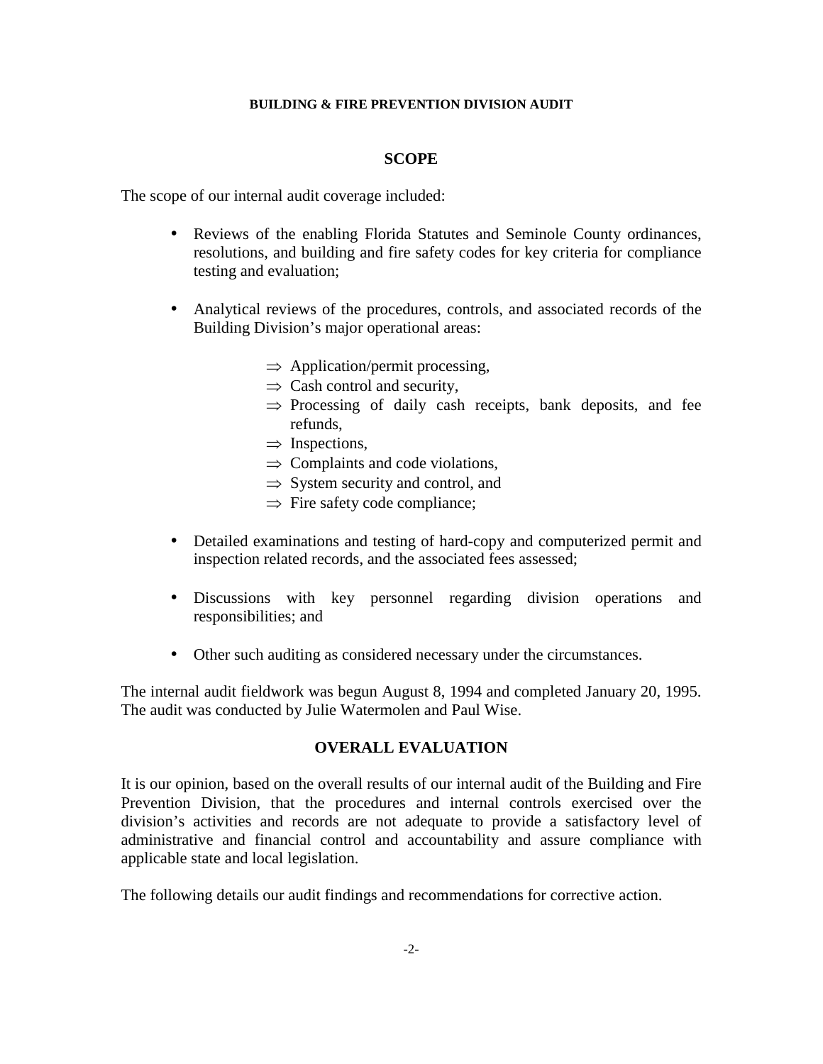**BUILDING & FIRE PREVENTION DIVISION AUDIT**

## SCOPE

The scope of our internal audit coverage included:

- Reviews of the enabling Florida Statutes and Seminole County ordinances, resolutions, and building and fire safety codes for key criteria for compliance testing and evaluation;

- Analytical reviews of the procedures, controls, and associated records of the Building Division's major operational areas:

  - ⇒ Application/permit processing,
  - ⇒ Cash control and security,
  - ⇒ Processing of daily cash receipts, bank deposits, and fee refunds,
  - ⇒ Inspections,
  - ⇒ Complaints and code violations,
  - ⇒ System security and control, and
  - ⇒ Fire safety code compliance;

- Detailed examinations and testing of hard-copy and computerized permit and inspection related records, and the associated fees assessed;

- Discussions with key personnel regarding division operations and responsibilities; and

- Other such auditing as considered necessary under the circumstances.

The internal audit fieldwork was begun August 8, 1994 and completed January 20, 1995. The audit was conducted by Julie Watermolen and Paul Wise.

## OVERALL EVALUATION

It is our opinion, based on the overall results of our internal audit of the Building and Fire Prevention Division, that the procedures and internal controls exercised over the division's activities and records are not adequate to provide a satisfactory level of administrative and financial control and accountability and assure compliance with applicable state and local legislation.

The following details our audit findings and recommendations for corrective action.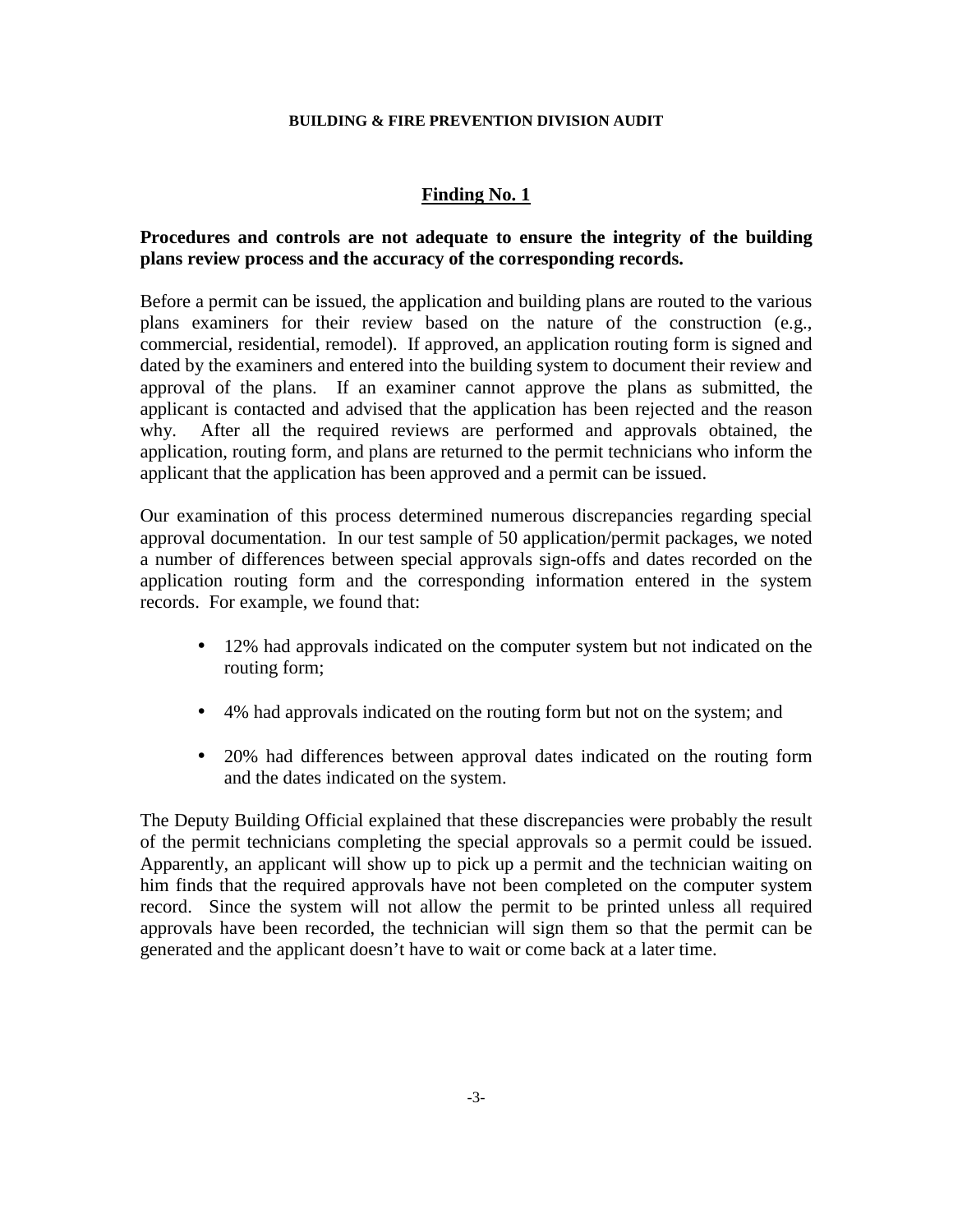## Finding No. 1

**Procedures and controls are not adequate to ensure the integrity of the building plans review process and the accuracy of the corresponding records.**

Before a permit can be issued, the application and building plans are routed to the various plans examiners for their review based on the nature of the construction (e.g., commercial, residential, remodel). If approved, an application routing form is signed and dated by the examiners and entered into the building system to document their review and approval of the plans. If an examiner cannot approve the plans as submitted, the applicant is contacted and advised that the application has been rejected and the reason why. After all the required reviews are performed and approvals obtained, the application, routing form, and plans are returned to the permit technicians who inform the applicant that the application has been approved and a permit can be issued.

Our examination of this process determined numerous discrepancies regarding special approval documentation. In our test sample of 50 application/permit packages, we noted a number of differences between special approvals sign-offs and dates recorded on the application routing form and the corresponding information entered in the system records. For example, we found that:

- 12% had approvals indicated on the computer system but not indicated on the routing form;
- 4% had approvals indicated on the routing form but not on the system; and
- 20% had differences between approval dates indicated on the routing form and the dates indicated on the system.

The Deputy Building Official explained that these discrepancies were probably the result of the permit technicians completing the special approvals so a permit could be issued. Apparently, an applicant will show up to pick up a permit and the technician waiting on him finds that the required approvals have not been completed on the computer system record. Since the system will not allow the permit to be printed unless all required approvals have been recorded, the technician will sign them so that the permit can be generated and the applicant doesn't have to wait or come back at a later time.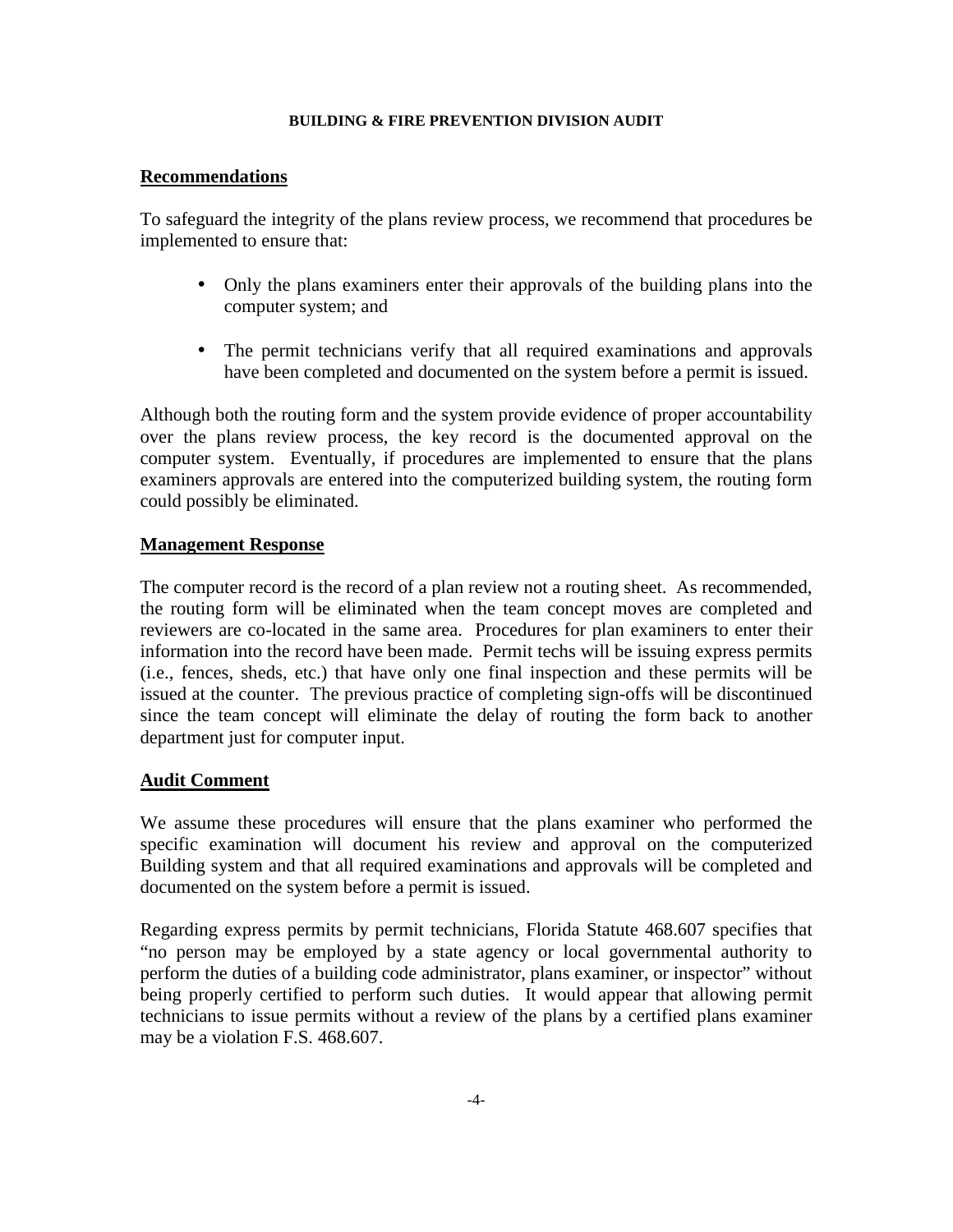## Recommendations

To safeguard the integrity of the plans review process, we recommend that procedures be implemented to ensure that:

- Only the plans examiners enter their approvals of the building plans into the computer system; and
- The permit technicians verify that all required examinations and approvals have been completed and documented on the system before a permit is issued.

Although both the routing form and the system provide evidence of proper accountability over the plans review process, the key record is the documented approval on the computer system. Eventually, if procedures are implemented to ensure that the plans examiners approvals are entered into the computerized building system, the routing form could possibly be eliminated.

## Management Response

The computer record is the record of a plan review not a routing sheet. As recommended, the routing form will be eliminated when the team concept moves are completed and reviewers are co-located in the same area. Procedures for plan examiners to enter their information into the record have been made. Permit techs will be issuing express permits (i.e., fences, sheds, etc.) that have only one final inspection and these permits will be issued at the counter. The previous practice of completing sign-offs will be discontinued since the team concept will eliminate the delay of routing the form back to another department just for computer input.

## Audit Comment

We assume these procedures will ensure that the plans examiner who performed the specific examination will document his review and approval on the computerized Building system and that all required examinations and approvals will be completed and documented on the system before a permit is issued.

Regarding express permits by permit technicians, Florida Statute 468.607 specifies that "no person may be employed by a state agency or local governmental authority to perform the duties of a building code administrator, plans examiner, or inspector" without being properly certified to perform such duties. It would appear that allowing permit technicians to issue permits without a review of the plans by a certified plans examiner may be a violation F.S. 468.607.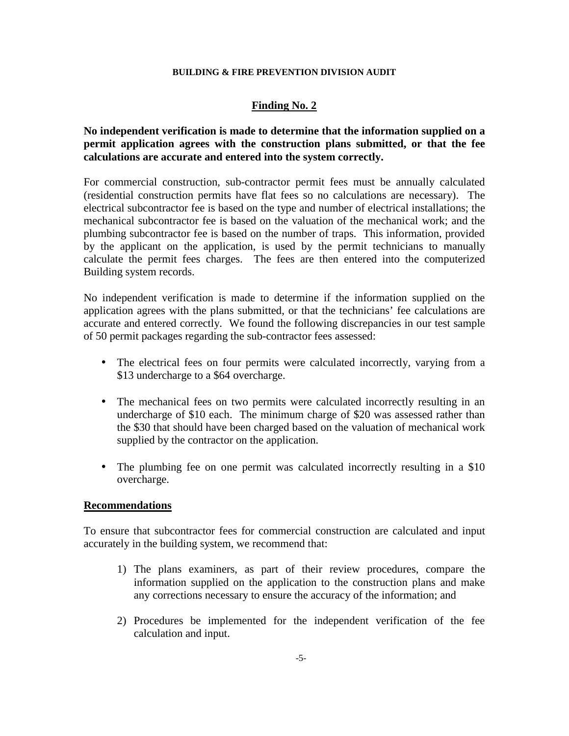## Finding No. 2

**No independent verification is made to determine that the information supplied on a permit application agrees with the construction plans submitted, or that the fee calculations are accurate and entered into the system correctly.**

For commercial construction, sub-contractor permit fees must be annually calculated (residential construction permits have flat fees so no calculations are necessary). The electrical subcontractor fee is based on the type and number of electrical installations; the mechanical subcontractor fee is based on the valuation of the mechanical work; and the plumbing subcontractor fee is based on the number of traps. This information, provided by the applicant on the application, is used by the permit technicians to manually calculate the permit fees charges. The fees are then entered into the computerized Building system records.

No independent verification is made to determine if the information supplied on the application agrees with the plans submitted, or that the technicians' fee calculations are accurate and entered correctly. We found the following discrepancies in our test sample of 50 permit packages regarding the sub-contractor fees assessed:

- The electrical fees on four permits were calculated incorrectly, varying from a $13 undercharge to a $64 overcharge.
- The mechanical fees on two permits were calculated incorrectly resulting in an undercharge of $10 each. The minimum charge of $20 was assessed rather than the $30 that should have been charged based on the valuation of mechanical work supplied by the contractor on the application.
- The plumbing fee on one permit was calculated incorrectly resulting in a $10 overcharge.

### Recommendations

To ensure that subcontractor fees for commercial construction are calculated and input accurately in the building system, we recommend that:

1) The plans examiners, as part of their review procedures, compare the information supplied on the application to the construction plans and make any corrections necessary to ensure the accuracy of the information; and
2) Procedures be implemented for the independent verification of the fee calculation and input.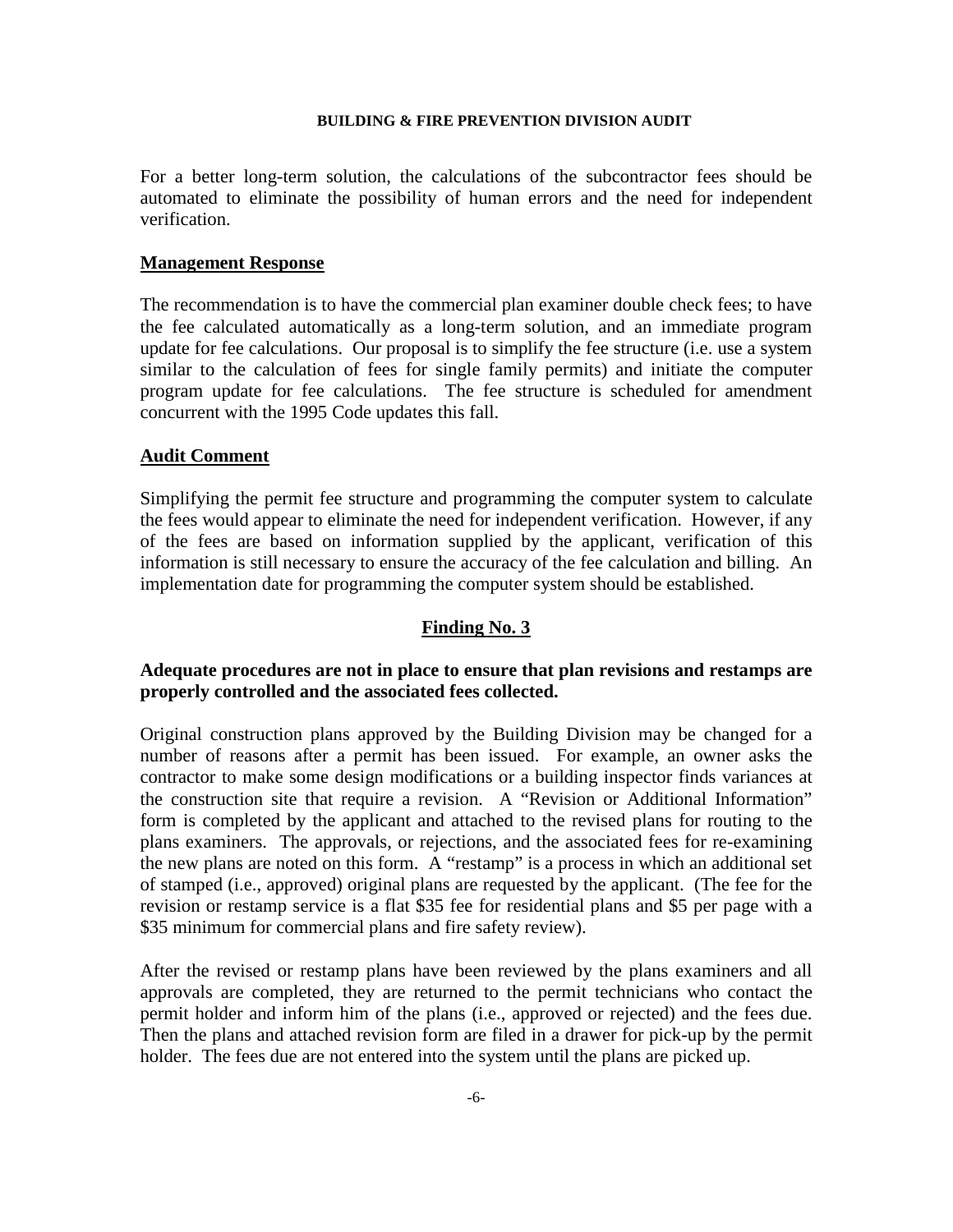For a better long-term solution, the calculations of the subcontractor fees should be automated to eliminate the possibility of human errors and the need for independent verification.

**Management Response**

The recommendation is to have the commercial plan examiner double check fees; to have the fee calculated automatically as a long-term solution, and an immediate program update for fee calculations. Our proposal is to simplify the fee structure (i.e. use a system similar to the calculation of fees for single family permits) and initiate the computer program update for fee calculations. The fee structure is scheduled for amendment concurrent with the 1995 Code updates this fall.

**Audit Comment**

Simplifying the permit fee structure and programming the computer system to calculate the fees would appear to eliminate the need for independent verification. However, if any of the fees are based on information supplied by the applicant, verification of this information is still necessary to ensure the accuracy of the fee calculation and billing. An implementation date for programming the computer system should be established.

## Finding No. 3

**Adequate procedures are not in place to ensure that plan revisions and restamps are properly controlled and the associated fees collected.**

Original construction plans approved by the Building Division may be changed for a number of reasons after a permit has been issued. For example, an owner asks the contractor to make some design modifications or a building inspector finds variances at the construction site that require a revision. A "Revision or Additional Information" form is completed by the applicant and attached to the revised plans for routing to the plans examiners. The approvals, or rejections, and the associated fees for re-examining the new plans are noted on this form. A "restamp" is a process in which an additional set of stamped (i.e., approved) original plans are requested by the applicant. (The fee for the revision or restamp service is a flat $35 fee for residential plans and $5 per page with a $35 minimum for commercial plans and fire safety review).

After the revised or restamp plans have been reviewed by the plans examiners and all approvals are completed, they are returned to the permit technicians who contact the permit holder and inform him of the plans (i.e., approved or rejected) and the fees due. Then the plans and attached revision form are filed in a drawer for pick-up by the permit holder. The fees due are not entered into the system until the plans are picked up.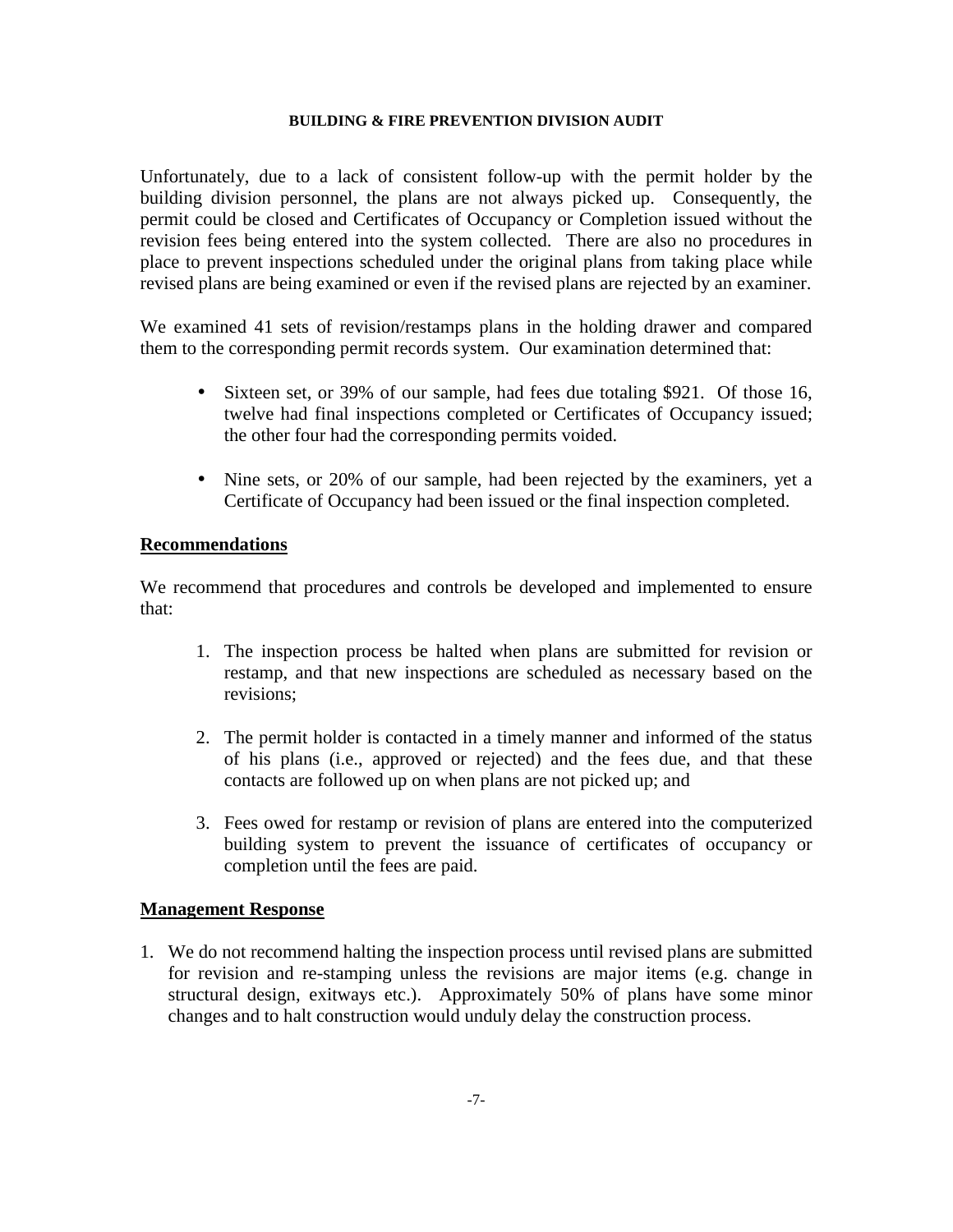Unfortunately, due to a lack of consistent follow-up with the permit holder by the building division personnel, the plans are not always picked up. Consequently, the permit could be closed and Certificates of Occupancy or Completion issued without the revision fees being entered into the system collected. There are also no procedures in place to prevent inspections scheduled under the original plans from taking place while revised plans are being examined or even if the revised plans are rejected by an examiner.

We examined 41 sets of revision/restamps plans in the holding drawer and compared them to the corresponding permit records system. Our examination determined that:

- Sixteen set, or 39% of our sample, had fees due totaling $921. Of those 16, twelve had final inspections completed or Certificates of Occupancy issued; the other four had the corresponding permits voided.

- Nine sets, or 20% of our sample, had been rejected by the examiners, yet a Certificate of Occupancy had been issued or the final inspection completed.

## Recommendations

We recommend that procedures and controls be developed and implemented to ensure that:

1. The inspection process be halted when plans are submitted for revision or restamp, and that new inspections are scheduled as necessary based on the revisions;

2. The permit holder is contacted in a timely manner and informed of the status of his plans (i.e., approved or rejected) and the fees due, and that these contacts are followed up on when plans are not picked up; and

3. Fees owed for restamp or revision of plans are entered into the computerized building system to prevent the issuance of certificates of occupancy or completion until the fees are paid.

## Management Response

1. We do not recommend halting the inspection process until revised plans are submitted for revision and re-stamping unless the revisions are major items (e.g. change in structural design, exitways etc.). Approximately 50% of plans have some minor changes and to halt construction would unduly delay the construction process.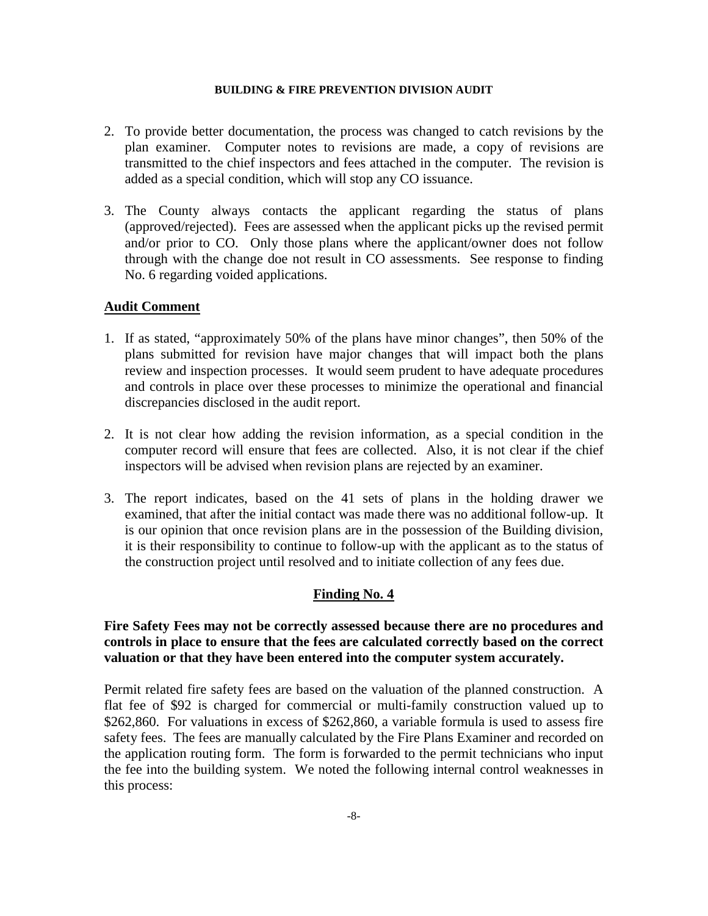2. To provide better documentation, the process was changed to catch revisions by the plan examiner. Computer notes to revisions are made, a copy of revisions are transmitted to the chief inspectors and fees attached in the computer. The revision is added as a special condition, which will stop any CO issuance.

3. The County always contacts the applicant regarding the status of plans (approved/rejected). Fees are assessed when the applicant picks up the revised permit and/or prior to CO. Only those plans where the applicant/owner does not follow through with the change doe not result in CO assessments. See response to finding No. 6 regarding voided applications.

**Audit Comment**

1. If as stated, "approximately 50% of the plans have minor changes", then 50% of the plans submitted for revision have major changes that will impact both the plans review and inspection processes. It would seem prudent to have adequate procedures and controls in place over these processes to minimize the operational and financial discrepancies disclosed in the audit report.

2. It is not clear how adding the revision information, as a special condition in the computer record will ensure that fees are collected. Also, it is not clear if the chief inspectors will be advised when revision plans are rejected by an examiner.

3. The report indicates, based on the 41 sets of plans in the holding drawer we examined, that after the initial contact was made there was no additional follow-up. It is our opinion that once revision plans are in the possession of the Building division, it is their responsibility to continue to follow-up with the applicant as to the status of the construction project until resolved and to initiate collection of any fees due.

## Finding No. 4

**Fire Safety Fees may not be correctly assessed because there are no procedures and controls in place to ensure that the fees are calculated correctly based on the correct valuation or that they have been entered into the computer system accurately.**

Permit related fire safety fees are based on the valuation of the planned construction. A flat fee of $92 is charged for commercial or multi-family construction valued up to $262,860. For valuations in excess of $262,860, a variable formula is used to assess fire safety fees. The fees are manually calculated by the Fire Plans Examiner and recorded on the application routing form. The form is forwarded to the permit technicians who input the fee into the building system. We noted the following internal control weaknesses in this process: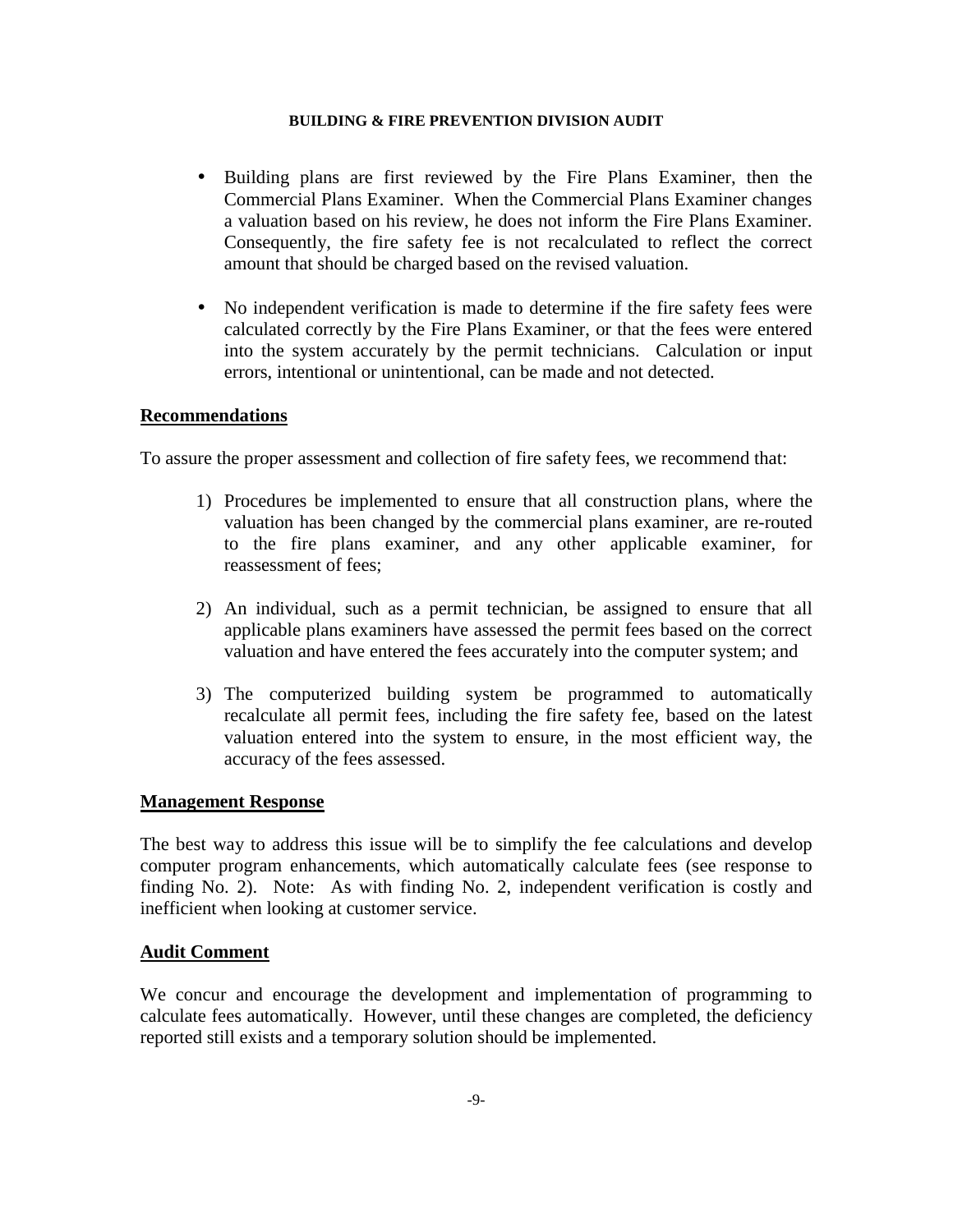- Building plans are first reviewed by the Fire Plans Examiner, then the Commercial Plans Examiner. When the Commercial Plans Examiner changes a valuation based on his review, he does not inform the Fire Plans Examiner. Consequently, the fire safety fee is not recalculated to reflect the correct amount that should be charged based on the revised valuation.

- No independent verification is made to determine if the fire safety fees were calculated correctly by the Fire Plans Examiner, or that the fees were entered into the system accurately by the permit technicians. Calculation or input errors, intentional or unintentional, can be made and not detected.

## Recommendations

To assure the proper assessment and collection of fire safety fees, we recommend that:

1) Procedures be implemented to ensure that all construction plans, where the valuation has been changed by the commercial plans examiner, are re-routed to the fire plans examiner, and any other applicable examiner, for reassessment of fees;

2) An individual, such as a permit technician, be assigned to ensure that all applicable plans examiners have assessed the permit fees based on the correct valuation and have entered the fees accurately into the computer system; and

3) The computerized building system be programmed to automatically recalculate all permit fees, including the fire safety fee, based on the latest valuation entered into the system to ensure, in the most efficient way, the accuracy of the fees assessed.

## Management Response

The best way to address this issue will be to simplify the fee calculations and develop computer program enhancements, which automatically calculate fees (see response to finding No. 2). Note: As with finding No. 2, independent verification is costly and inefficient when looking at customer service.

## Audit Comment

We concur and encourage the development and implementation of programming to calculate fees automatically. However, until these changes are completed, the deficiency reported still exists and a temporary solution should be implemented.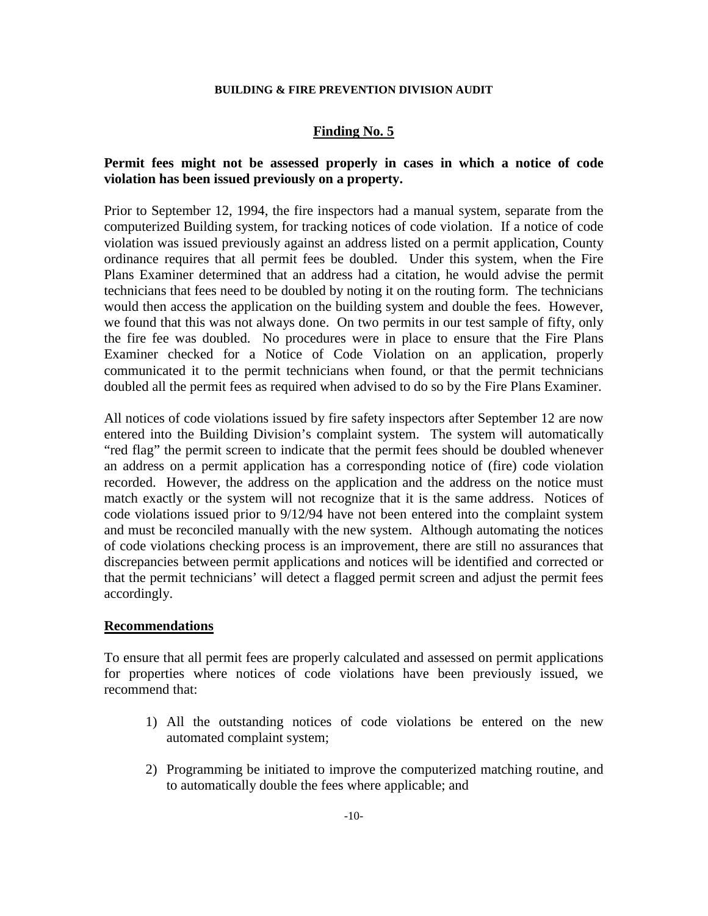## Finding No. 5

**Permit fees might not be assessed properly in cases in which a notice of code violation has been issued previously on a property.**

Prior to September 12, 1994, the fire inspectors had a manual system, separate from the computerized Building system, for tracking notices of code violation. If a notice of code violation was issued previously against an address listed on a permit application, County ordinance requires that all permit fees be doubled. Under this system, when the Fire Plans Examiner determined that an address had a citation, he would advise the permit technicians that fees need to be doubled by noting it on the routing form. The technicians would then access the application on the building system and double the fees. However, we found that this was not always done. On two permits in our test sample of fifty, only the fire fee was doubled. No procedures were in place to ensure that the Fire Plans Examiner checked for a Notice of Code Violation on an application, properly communicated it to the permit technicians when found, or that the permit technicians doubled all the permit fees as required when advised to do so by the Fire Plans Examiner.

All notices of code violations issued by fire safety inspectors after September 12 are now entered into the Building Division's complaint system. The system will automatically "red flag" the permit screen to indicate that the permit fees should be doubled whenever an address on a permit application has a corresponding notice of (fire) code violation recorded. However, the address on the application and the address on the notice must match exactly or the system will not recognize that it is the same address. Notices of code violations issued prior to 9/12/94 have not been entered into the complaint system and must be reconciled manually with the new system. Although automating the notices of code violations checking process is an improvement, there are still no assurances that discrepancies between permit applications and notices will be identified and corrected or that the permit technicians' will detect a flagged permit screen and adjust the permit fees accordingly.

### Recommendations

To ensure that all permit fees are properly calculated and assessed on permit applications for properties where notices of code violations have been previously issued, we recommend that:

1) All the outstanding notices of code violations be entered on the new automated complaint system;

2) Programming be initiated to improve the computerized matching routine, and to automatically double the fees where applicable; and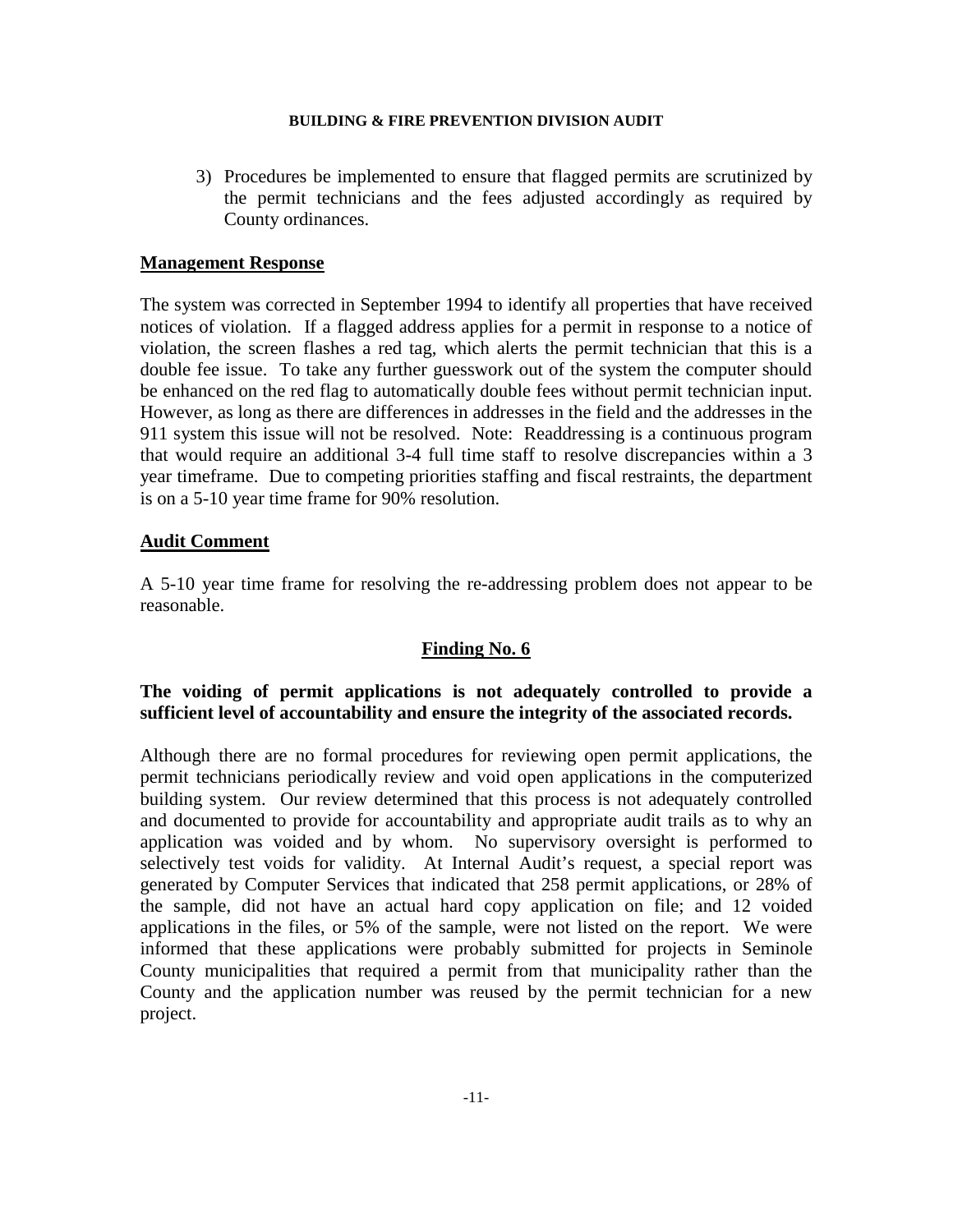3) Procedures be implemented to ensure that flagged permits are scrutinized by the permit technicians and the fees adjusted accordingly as required by County ordinances.

**Management Response**

The system was corrected in September 1994 to identify all properties that have received notices of violation. If a flagged address applies for a permit in response to a notice of violation, the screen flashes a red tag, which alerts the permit technician that this is a double fee issue. To take any further guesswork out of the system the computer should be enhanced on the red flag to automatically double fees without permit technician input. However, as long as there are differences in addresses in the field and the addresses in the 911 system this issue will not be resolved. Note: Readdressing is a continuous program that would require an additional 3-4 full time staff to resolve discrepancies within a 3 year timeframe. Due to competing priorities staffing and fiscal restraints, the department is on a 5-10 year time frame for 90% resolution.

**Audit Comment**

A 5-10 year time frame for resolving the re-addressing problem does not appear to be reasonable.

## Finding No. 6

**The voiding of permit applications is not adequately controlled to provide a sufficient level of accountability and ensure the integrity of the associated records.**

Although there are no formal procedures for reviewing open permit applications, the permit technicians periodically review and void open applications in the computerized building system. Our review determined that this process is not adequately controlled and documented to provide for accountability and appropriate audit trails as to why an application was voided and by whom. No supervisory oversight is performed to selectively test voids for validity. At Internal Audit's request, a special report was generated by Computer Services that indicated that 258 permit applications, or 28% of the sample, did not have an actual hard copy application on file; and 12 voided applications in the files, or 5% of the sample, were not listed on the report. We were informed that these applications were probably submitted for projects in Seminole County municipalities that required a permit from that municipality rather than the County and the application number was reused by the permit technician for a new project.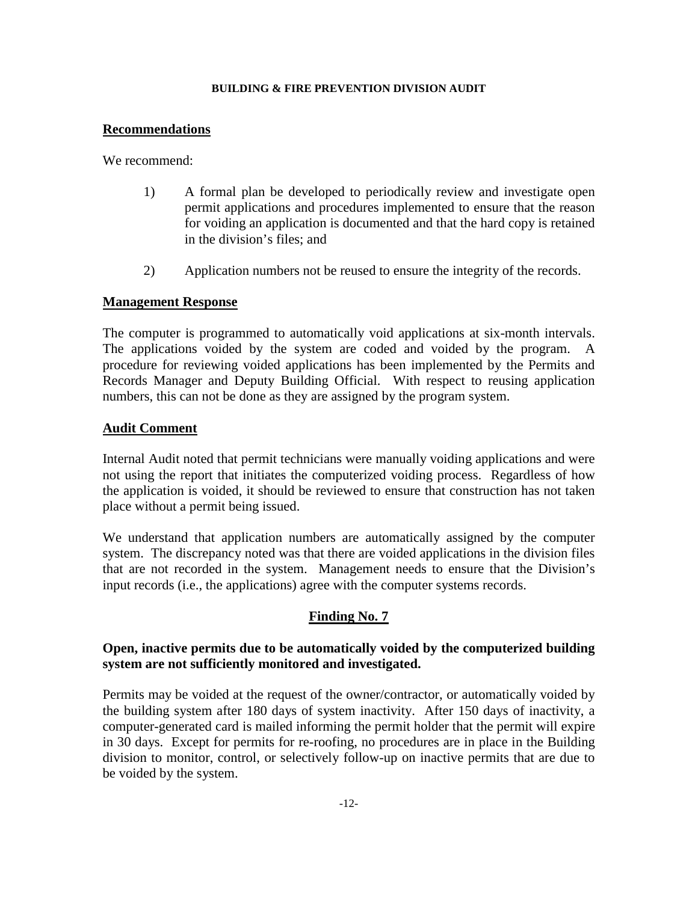## Recommendations

We recommend:

1) A formal plan be developed to periodically review and investigate open permit applications and procedures implemented to ensure that the reason for voiding an application is documented and that the hard copy is retained in the division's files; and

2) Application numbers not be reused to ensure the integrity of the records.

## Management Response

The computer is programmed to automatically void applications at six-month intervals. The applications voided by the system are coded and voided by the program. A procedure for reviewing voided applications has been implemented by the Permits and Records Manager and Deputy Building Official. With respect to reusing application numbers, this can not be done as they are assigned by the program system.

## Audit Comment

Internal Audit noted that permit technicians were manually voiding applications and were not using the report that initiates the computerized voiding process. Regardless of how the application is voided, it should be reviewed to ensure that construction has not taken place without a permit being issued.

We understand that application numbers are automatically assigned by the computer system. The discrepancy noted was that there are voided applications in the division files that are not recorded in the system. Management needs to ensure that the Division's input records (i.e., the applications) agree with the computer systems records.

## Finding No. 7

**Open, inactive permits due to be automatically voided by the computerized building system are not sufficiently monitored and investigated.**

Permits may be voided at the request of the owner/contractor, or automatically voided by the building system after 180 days of system inactivity. After 150 days of inactivity, a computer-generated card is mailed informing the permit holder that the permit will expire in 30 days. Except for permits for re-roofing, no procedures are in place in the Building division to monitor, control, or selectively follow-up on inactive permits that are due to be voided by the system.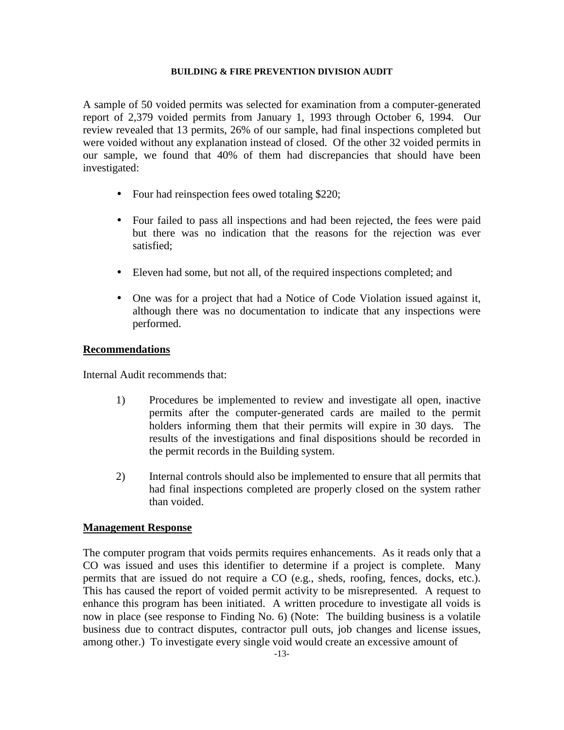A sample of 50 voided permits was selected for examination from a computer-generated report of 2,379 voided permits from January 1, 1993 through October 6, 1994. Our review revealed that 13 permits, 26% of our sample, had final inspections completed but were voided without any explanation instead of closed. Of the other 32 voided permits in our sample, we found that 40% of them had discrepancies that should have been investigated:

- Four had reinspection fees owed totaling $220;
- Four failed to pass all inspections and had been rejected, the fees were paid but there was no indication that the reasons for the rejection was ever satisfied;
- Eleven had some, but not all, of the required inspections completed; and
- One was for a project that had a Notice of Code Violation issued against it, although there was no documentation to indicate that any inspections were performed.

## Recommendations

Internal Audit recommends that:

1) Procedures be implemented to review and investigate all open, inactive permits after the computer-generated cards are mailed to the permit holders informing them that their permits will expire in 30 days. The results of the investigations and final dispositions should be recorded in the permit records in the Building system.

2) Internal controls should also be implemented to ensure that all permits that had final inspections completed are properly closed on the system rather than voided.

## Management Response

The computer program that voids permits requires enhancements. As it reads only that a CO was issued and uses this identifier to determine if a project is complete. Many permits that are issued do not require a CO (e.g., sheds, roofing, fences, docks, etc.). This has caused the report of voided permit activity to be misrepresented. A request to enhance this program has been initiated. A written procedure to investigate all voids is now in place (see response to Finding No. 6) (Note: The building business is a volatile business due to contract disputes, contractor pull outs, job changes and license issues, among other.) To investigate every single void would create an excessive amount of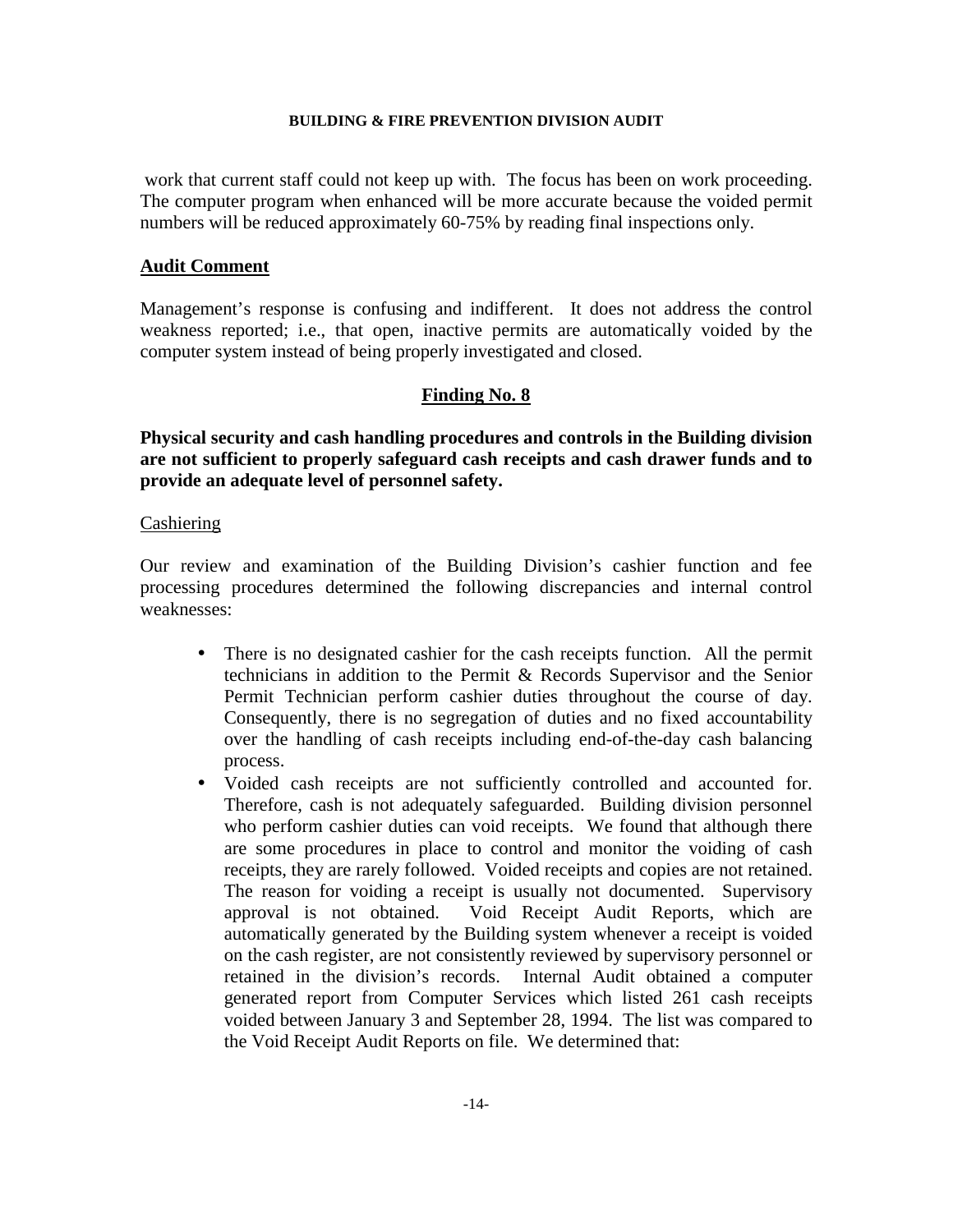work that current staff could not keep up with. The focus has been on work proceeding. The computer program when enhanced will be more accurate because the voided permit numbers will be reduced approximately 60-75% by reading final inspections only.

## Audit Comment

Management's response is confusing and indifferent. It does not address the control weakness reported; i.e., that open, inactive permits are automatically voided by the computer system instead of being properly investigated and closed.

## Finding No. 8

**Physical security and cash handling procedures and controls in the Building division are not sufficient to properly safeguard cash receipts and cash drawer funds and to provide an adequate level of personnel safety.**

### Cashiering

Our review and examination of the Building Division's cashier function and fee processing procedures determined the following discrepancies and internal control weaknesses:

- There is no designated cashier for the cash receipts function. All the permit technicians in addition to the Permit & Records Supervisor and the Senior Permit Technician perform cashier duties throughout the course of day. Consequently, there is no segregation of duties and no fixed accountability over the handling of cash receipts including end-of-the-day cash balancing process.
- Voided cash receipts are not sufficiently controlled and accounted for. Therefore, cash is not adequately safeguarded. Building division personnel who perform cashier duties can void receipts. We found that although there are some procedures in place to control and monitor the voiding of cash receipts, they are rarely followed. Voided receipts and copies are not retained. The reason for voiding a receipt is usually not documented. Supervisory approval is not obtained. Void Receipt Audit Reports, which are automatically generated by the Building system whenever a receipt is voided on the cash register, are not consistently reviewed by supervisory personnel or retained in the division's records. Internal Audit obtained a computer generated report from Computer Services which listed 261 cash receipts voided between January 3 and September 28, 1994. The list was compared to the Void Receipt Audit Reports on file. We determined that: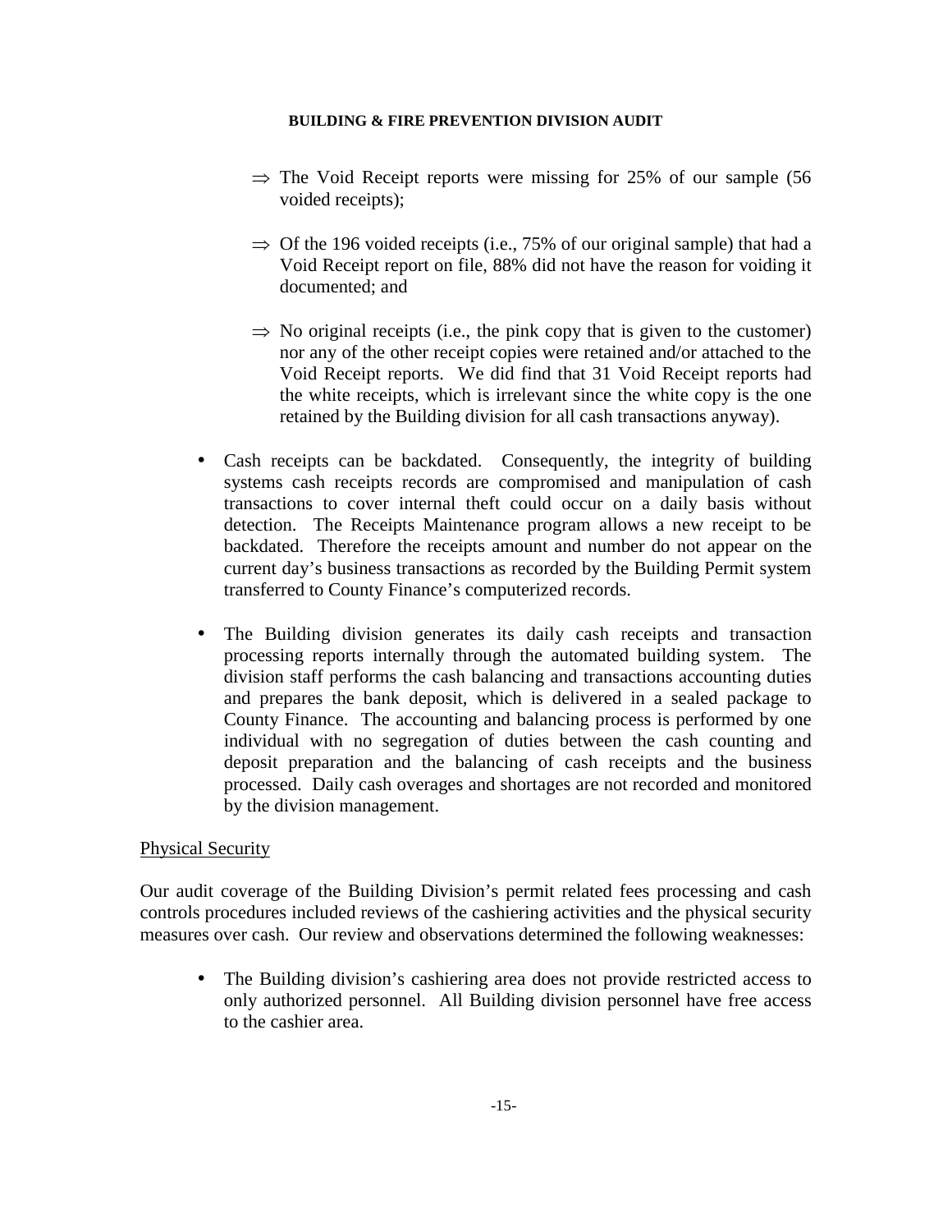⇒ The Void Receipt reports were missing for 25% of our sample (56 voided receipts);

⇒ Of the 196 voided receipts (i.e., 75% of our original sample) that had a Void Receipt report on file, 88% did not have the reason for voiding it documented; and

⇒ No original receipts (i.e., the pink copy that is given to the customer) nor any of the other receipt copies were retained and/or attached to the Void Receipt reports. We did find that 31 Void Receipt reports had the white receipts, which is irrelevant since the white copy is the one retained by the Building division for all cash transactions anyway).

- Cash receipts can be backdated. Consequently, the integrity of building systems cash receipts records are compromised and manipulation of cash transactions to cover internal theft could occur on a daily basis without detection. The Receipts Maintenance program allows a new receipt to be backdated. Therefore the receipts amount and number do not appear on the current day's business transactions as recorded by the Building Permit system transferred to County Finance's computerized records.

- The Building division generates its daily cash receipts and transaction processing reports internally through the automated building system. The division staff performs the cash balancing and transactions accounting duties and prepares the bank deposit, which is delivered in a sealed package to County Finance. The accounting and balancing process is performed by one individual with no segregation of duties between the cash counting and deposit preparation and the balancing of cash receipts and the business processed. Daily cash overages and shortages are not recorded and monitored by the division management.

Physical Security

Our audit coverage of the Building Division's permit related fees processing and cash controls procedures included reviews of the cashiering activities and the physical security measures over cash. Our review and observations determined the following weaknesses:

- The Building division's cashiering area does not provide restricted access to only authorized personnel. All Building division personnel have free access to the cashier area.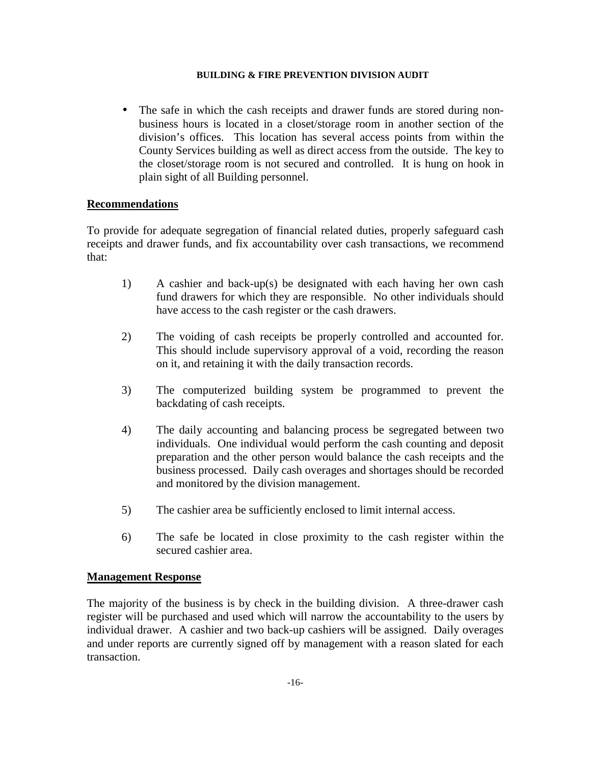- The safe in which the cash receipts and drawer funds are stored during non-business hours is located in a closet/storage room in another section of the division's offices. This location has several access points from within the County Services building as well as direct access from the outside. The key to the closet/storage room is not secured and controlled. It is hung on hook in plain sight of all Building personnel.

**Recommendations**

To provide for adequate segregation of financial related duties, properly safeguard cash receipts and drawer funds, and fix accountability over cash transactions, we recommend that:

1) A cashier and back-up(s) be designated with each having her own cash fund drawers for which they are responsible. No other individuals should have access to the cash register or the cash drawers.

2) The voiding of cash receipts be properly controlled and accounted for. This should include supervisory approval of a void, recording the reason on it, and retaining it with the daily transaction records.

3) The computerized building system be programmed to prevent the backdating of cash receipts.

4) The daily accounting and balancing process be segregated between two individuals. One individual would perform the cash counting and deposit preparation and the other person would balance the cash receipts and the business processed. Daily cash overages and shortages should be recorded and monitored by the division management.

5) The cashier area be sufficiently enclosed to limit internal access.

6) The safe be located in close proximity to the cash register within the secured cashier area.

**Management Response**

The majority of the business is by check in the building division. A three-drawer cash register will be purchased and used which will narrow the accountability to the users by individual drawer. A cashier and two back-up cashiers will be assigned. Daily overages and under reports are currently signed off by management with a reason slated for each transaction.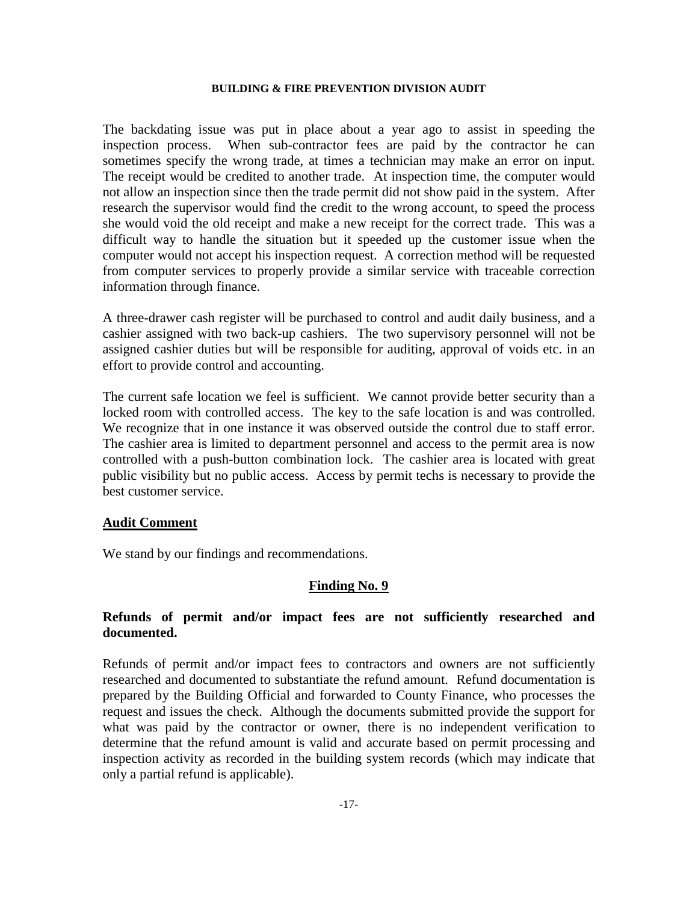The backdating issue was put in place about a year ago to assist in speeding the inspection process. When sub-contractor fees are paid by the contractor he can sometimes specify the wrong trade, at times a technician may make an error on input. The receipt would be credited to another trade. At inspection time, the computer would not allow an inspection since then the trade permit did not show paid in the system. After research the supervisor would find the credit to the wrong account, to speed the process she would void the old receipt and make a new receipt for the correct trade. This was a difficult way to handle the situation but it speeded up the customer issue when the computer would not accept his inspection request. A correction method will be requested from computer services to properly provide a similar service with traceable correction information through finance.

A three-drawer cash register will be purchased to control and audit daily business, and a cashier assigned with two back-up cashiers. The two supervisory personnel will not be assigned cashier duties but will be responsible for auditing, approval of voids etc. in an effort to provide control and accounting.

The current safe location we feel is sufficient. We cannot provide better security than a locked room with controlled access. The key to the safe location is and was controlled. We recognize that in one instance it was observed outside the control due to staff error. The cashier area is limited to department personnel and access to the permit area is now controlled with a push-button combination lock. The cashier area is located with great public visibility but no public access. Access by permit techs is necessary to provide the best customer service.

**Audit Comment**

We stand by our findings and recommendations.

## Finding No. 9

### Refunds of permit and/or impact fees are not sufficiently researched and documented.

Refunds of permit and/or impact fees to contractors and owners are not sufficiently researched and documented to substantiate the refund amount. Refund documentation is prepared by the Building Official and forwarded to County Finance, who processes the request and issues the check. Although the documents submitted provide the support for what was paid by the contractor or owner, there is no independent verification to determine that the refund amount is valid and accurate based on permit processing and inspection activity as recorded in the building system records (which may indicate that only a partial refund is applicable).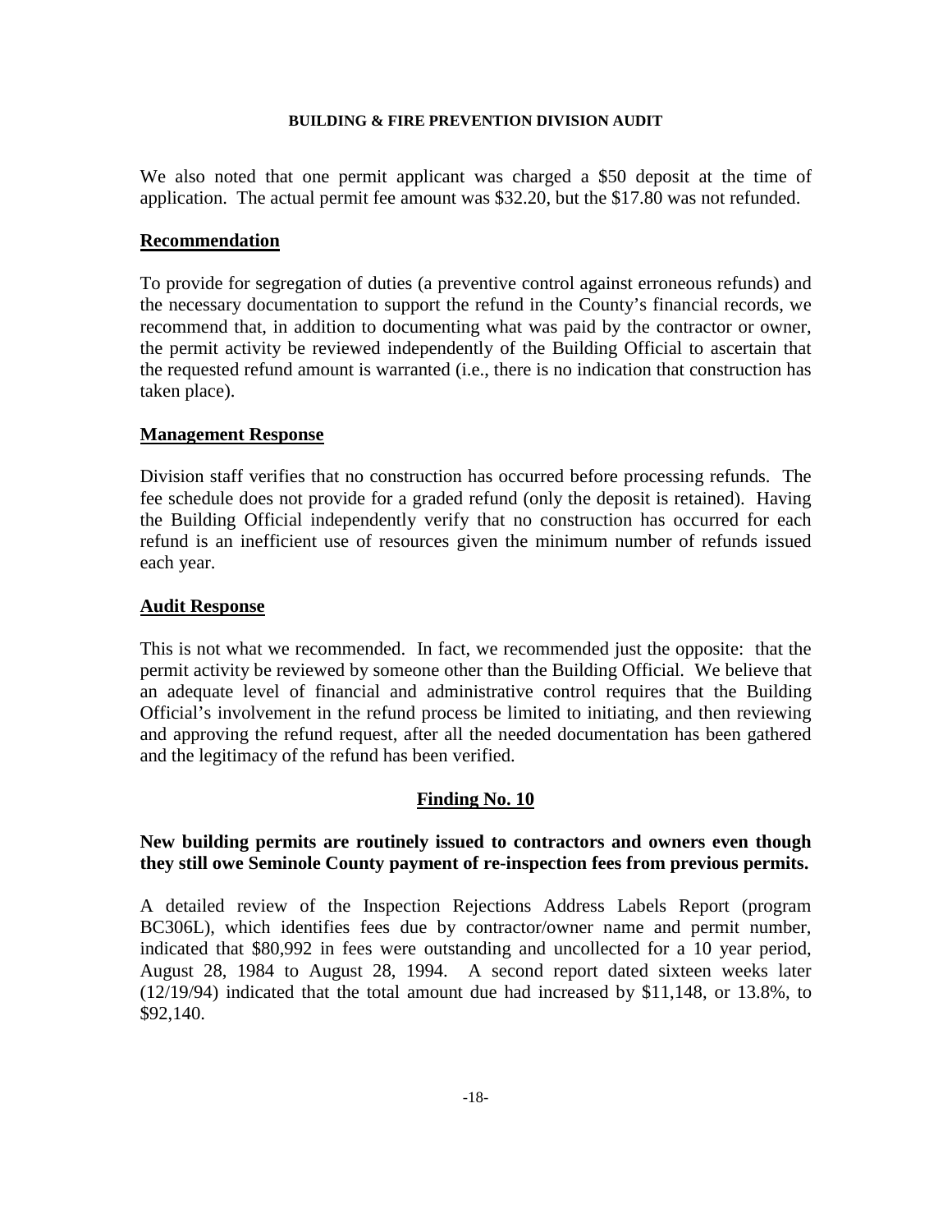We also noted that one permit applicant was charged a $50 deposit at the time of application. The actual permit fee amount was $32.20, but the $17.80 was not refunded.

## Recommendation

To provide for segregation of duties (a preventive control against erroneous refunds) and the necessary documentation to support the refund in the County's financial records, we recommend that, in addition to documenting what was paid by the contractor or owner, the permit activity be reviewed independently of the Building Official to ascertain that the requested refund amount is warranted (i.e., there is no indication that construction has taken place).

## Management Response

Division staff verifies that no construction has occurred before processing refunds. The fee schedule does not provide for a graded refund (only the deposit is retained). Having the Building Official independently verify that no construction has occurred for each refund is an inefficient use of resources given the minimum number of refunds issued each year.

## Audit Response

This is not what we recommended. In fact, we recommended just the opposite: that the permit activity be reviewed by someone other than the Building Official. We believe that an adequate level of financial and administrative control requires that the Building Official's involvement in the refund process be limited to initiating, and then reviewing and approving the refund request, after all the needed documentation has been gathered and the legitimacy of the refund has been verified.

## Finding No. 10

**New building permits are routinely issued to contractors and owners even though they still owe Seminole County payment of re-inspection fees from previous permits.**

A detailed review of the Inspection Rejections Address Labels Report (program BC306L), which identifies fees due by contractor/owner name and permit number, indicated that $80,992 in fees were outstanding and uncollected for a 10 year period, August 28, 1984 to August 28, 1994. A second report dated sixteen weeks later (12/19/94) indicated that the total amount due had increased by $11,148, or 13.8%, to $92,140.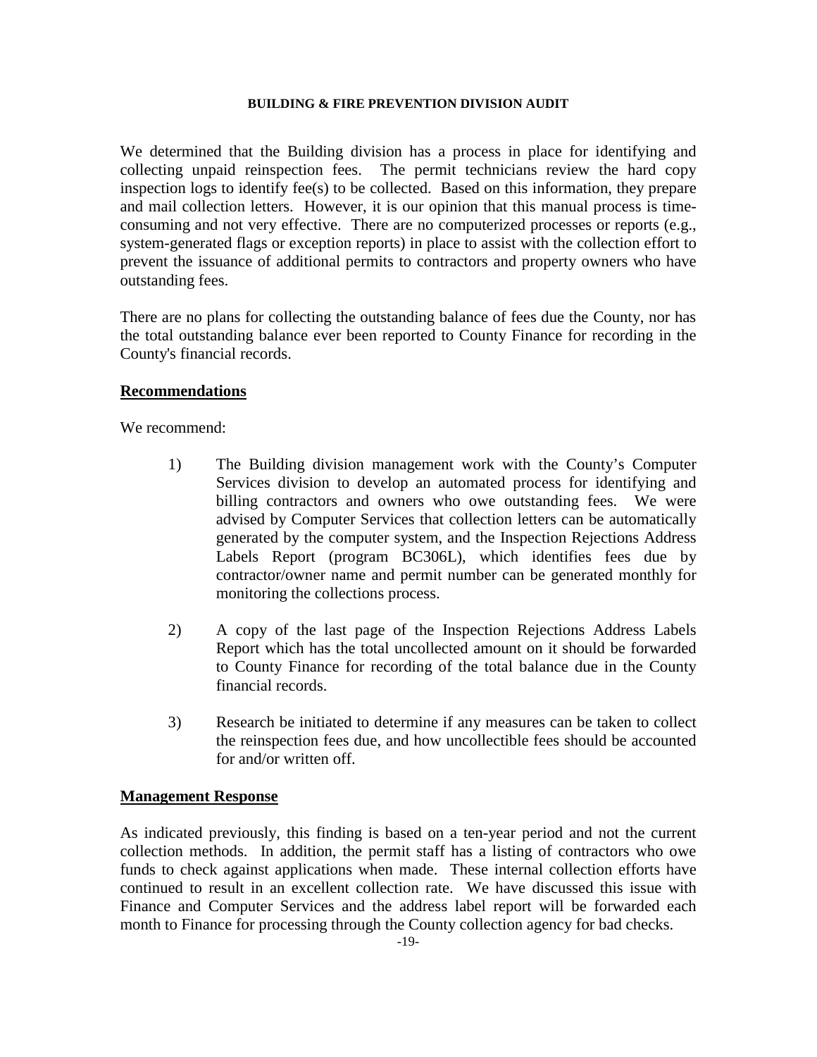We determined that the Building division has a process in place for identifying and collecting unpaid reinspection fees. The permit technicians review the hard copy inspection logs to identify fee(s) to be collected. Based on this information, they prepare and mail collection letters. However, it is our opinion that this manual process is time-consuming and not very effective. There are no computerized processes or reports (e.g., system-generated flags or exception reports) in place to assist with the collection effort to prevent the issuance of additional permits to contractors and property owners who have outstanding fees.

There are no plans for collecting the outstanding balance of fees due the County, nor has the total outstanding balance ever been reported to County Finance for recording in the County's financial records.

**Recommendations**

We recommend:

1) The Building division management work with the County's Computer Services division to develop an automated process for identifying and billing contractors and owners who owe outstanding fees. We were advised by Computer Services that collection letters can be automatically generated by the computer system, and the Inspection Rejections Address Labels Report (program BC306L), which identifies fees due by contractor/owner name and permit number can be generated monthly for monitoring the collections process.

2) A copy of the last page of the Inspection Rejections Address Labels Report which has the total uncollected amount on it should be forwarded to County Finance for recording of the total balance due in the County financial records.

3) Research be initiated to determine if any measures can be taken to collect the reinspection fees due, and how uncollectible fees should be accounted for and/or written off.

**Management Response**

As indicated previously, this finding is based on a ten-year period and not the current collection methods. In addition, the permit staff has a listing of contractors who owe funds to check against applications when made. These internal collection efforts have continued to result in an excellent collection rate. We have discussed this issue with Finance and Computer Services and the address label report will be forwarded each month to Finance for processing through the County collection agency for bad checks.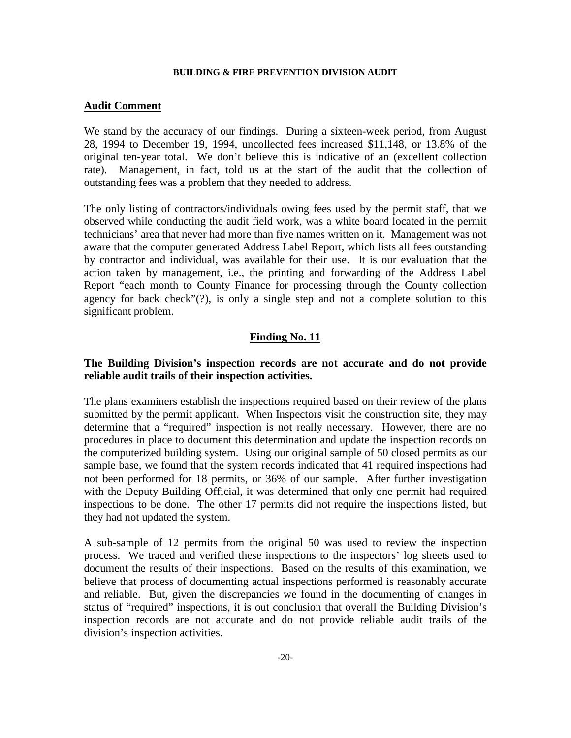## Audit Comment

We stand by the accuracy of our findings. During a sixteen-week period, from August 28, 1994 to December 19, 1994, uncollected fees increased $11,148, or 13.8% of the original ten-year total. We don't believe this is indicative of an (excellent collection rate). Management, in fact, told us at the start of the audit that the collection of outstanding fees was a problem that they needed to address.

The only listing of contractors/individuals owing fees used by the permit staff, that we observed while conducting the audit field work, was a white board located in the permit technicians' area that never had more than five names written on it. Management was not aware that the computer generated Address Label Report, which lists all fees outstanding by contractor and individual, was available for their use. It is our evaluation that the action taken by management, i.e., the printing and forwarding of the Address Label Report "each month to County Finance for processing through the County collection agency for back check"(?), is only a single step and not a complete solution to this significant problem.

## Finding No. 11

**The Building Division's inspection records are not accurate and do not provide reliable audit trails of their inspection activities.**

The plans examiners establish the inspections required based on their review of the plans submitted by the permit applicant. When Inspectors visit the construction site, they may determine that a "required" inspection is not really necessary. However, there are no procedures in place to document this determination and update the inspection records on the computerized building system. Using our original sample of 50 closed permits as our sample base, we found that the system records indicated that 41 required inspections had not been performed for 18 permits, or 36% of our sample. After further investigation with the Deputy Building Official, it was determined that only one permit had required inspections to be done. The other 17 permits did not require the inspections listed, but they had not updated the system.

A sub-sample of 12 permits from the original 50 was used to review the inspection process. We traced and verified these inspections to the inspectors' log sheets used to document the results of their inspections. Based on the results of this examination, we believe that process of documenting actual inspections performed is reasonably accurate and reliable. But, given the discrepancies we found in the documenting of changes in status of "required" inspections, it is out conclusion that overall the Building Division's inspection records are not accurate and do not provide reliable audit trails of the division's inspection activities.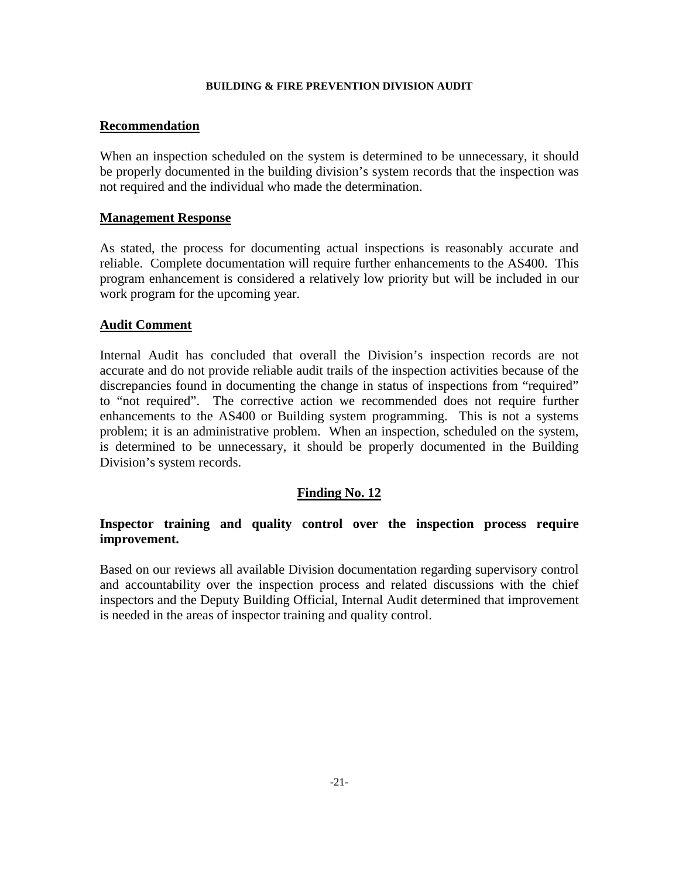## Recommendation

When an inspection scheduled on the system is determined to be unnecessary, it should be properly documented in the building division's system records that the inspection was not required and the individual who made the determination.

## Management Response

As stated, the process for documenting actual inspections is reasonably accurate and reliable. Complete documentation will require further enhancements to the AS400. This program enhancement is considered a relatively low priority but will be included in our work program for the upcoming year.

## Audit Comment

Internal Audit has concluded that overall the Division's inspection records are not accurate and do not provide reliable audit trails of the inspection activities because of the discrepancies found in documenting the change in status of inspections from "required" to "not required". The corrective action we recommended does not require further enhancements to the AS400 or Building system programming. This is not a systems problem; it is an administrative problem. When an inspection, scheduled on the system, is determined to be unnecessary, it should be properly documented in the Building Division's system records.

## Finding No. 12

**Inspector training and quality control over the inspection process require improvement.**

Based on our reviews all available Division documentation regarding supervisory control and accountability over the inspection process and related discussions with the chief inspectors and the Deputy Building Official, Internal Audit determined that improvement is needed in the areas of inspector training and quality control.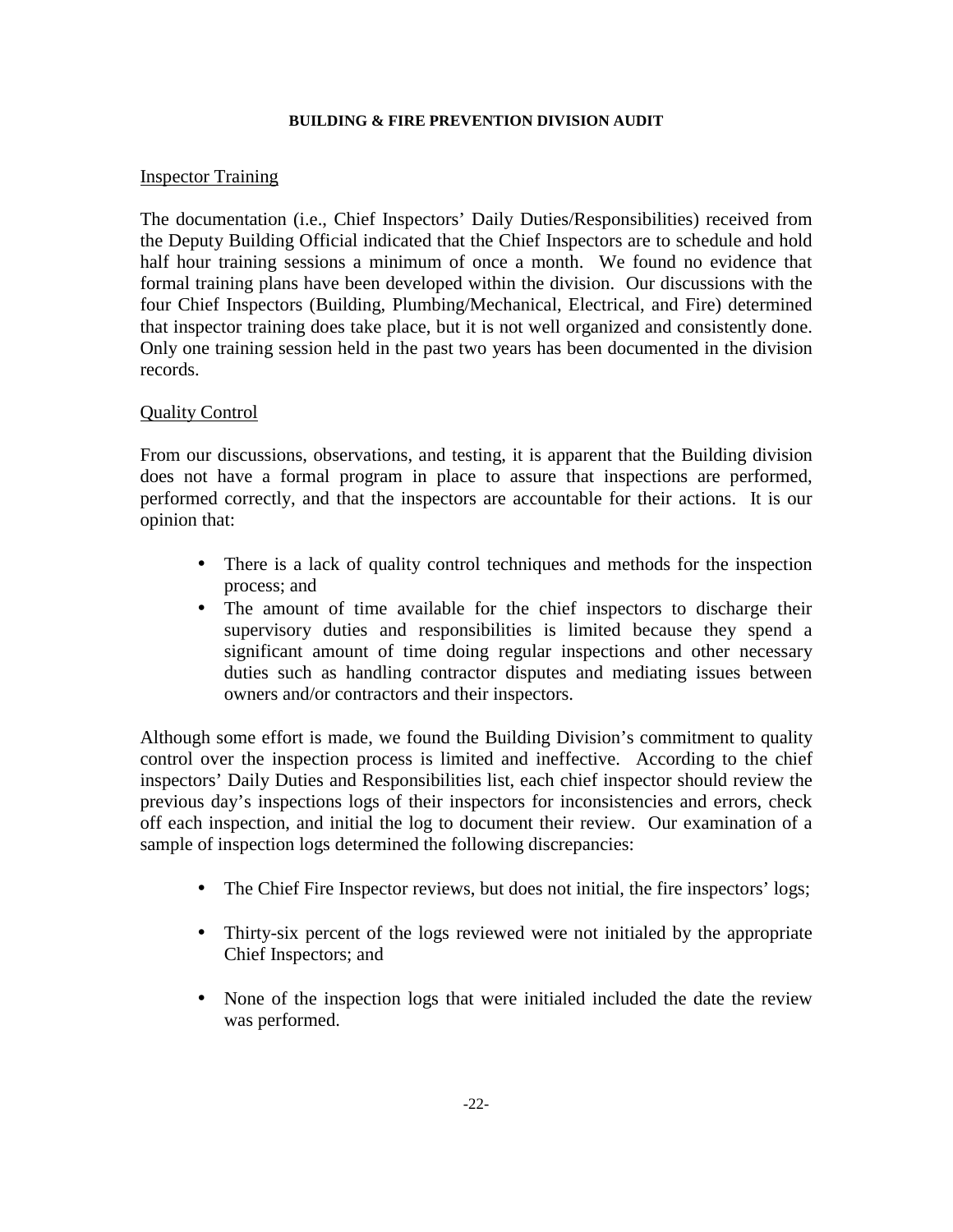## Inspector Training

The documentation (i.e., Chief Inspectors' Daily Duties/Responsibilities) received from the Deputy Building Official indicated that the Chief Inspectors are to schedule and hold half hour training sessions a minimum of once a month. We found no evidence that formal training plans have been developed within the division. Our discussions with the four Chief Inspectors (Building, Plumbing/Mechanical, Electrical, and Fire) determined that inspector training does take place, but it is not well organized and consistently done. Only one training session held in the past two years has been documented in the division records.

## Quality Control

From our discussions, observations, and testing, it is apparent that the Building division does not have a formal program in place to assure that inspections are performed, performed correctly, and that the inspectors are accountable for their actions. It is our opinion that:

- There is a lack of quality control techniques and methods for the inspection process; and
- The amount of time available for the chief inspectors to discharge their supervisory duties and responsibilities is limited because they spend a significant amount of time doing regular inspections and other necessary duties such as handling contractor disputes and mediating issues between owners and/or contractors and their inspectors.

Although some effort is made, we found the Building Division's commitment to quality control over the inspection process is limited and ineffective. According to the chief inspectors' Daily Duties and Responsibilities list, each chief inspector should review the previous day's inspections logs of their inspectors for inconsistencies and errors, check off each inspection, and initial the log to document their review. Our examination of a sample of inspection logs determined the following discrepancies:

- The Chief Fire Inspector reviews, but does not initial, the fire inspectors' logs;
- Thirty-six percent of the logs reviewed were not initialed by the appropriate Chief Inspectors; and
- None of the inspection logs that were initialed included the date the review was performed.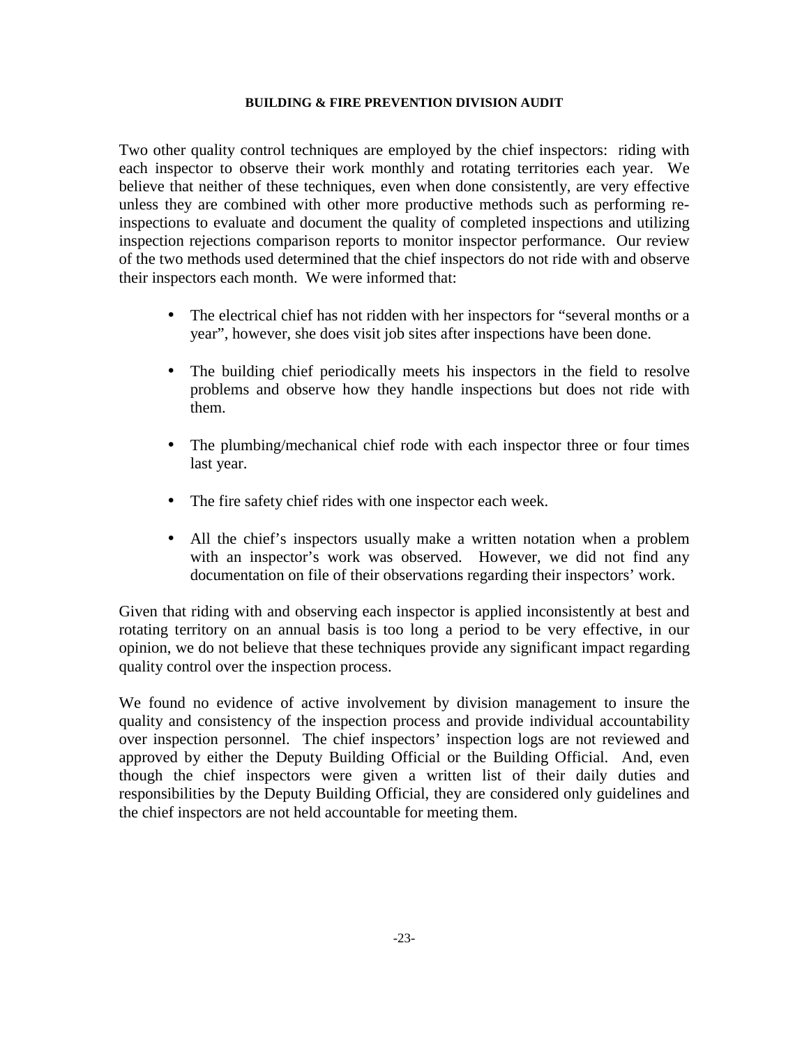Two other quality control techniques are employed by the chief inspectors: riding with each inspector to observe their work monthly and rotating territories each year. We believe that neither of these techniques, even when done consistently, are very effective unless they are combined with other more productive methods such as performing re-inspections to evaluate and document the quality of completed inspections and utilizing inspection rejections comparison reports to monitor inspector performance. Our review of the two methods used determined that the chief inspectors do not ride with and observe their inspectors each month. We were informed that:

- The electrical chief has not ridden with her inspectors for "several months or a year", however, she does visit job sites after inspections have been done.
- The building chief periodically meets his inspectors in the field to resolve problems and observe how they handle inspections but does not ride with them.
- The plumbing/mechanical chief rode with each inspector three or four times last year.
- The fire safety chief rides with one inspector each week.
- All the chief's inspectors usually make a written notation when a problem with an inspector's work was observed. However, we did not find any documentation on file of their observations regarding their inspectors' work.

Given that riding with and observing each inspector is applied inconsistently at best and rotating territory on an annual basis is too long a period to be very effective, in our opinion, we do not believe that these techniques provide any significant impact regarding quality control over the inspection process.

We found no evidence of active involvement by division management to insure the quality and consistency of the inspection process and provide individual accountability over inspection personnel. The chief inspectors' inspection logs are not reviewed and approved by either the Deputy Building Official or the Building Official. And, even though the chief inspectors were given a written list of their daily duties and responsibilities by the Deputy Building Official, they are considered only guidelines and the chief inspectors are not held accountable for meeting them.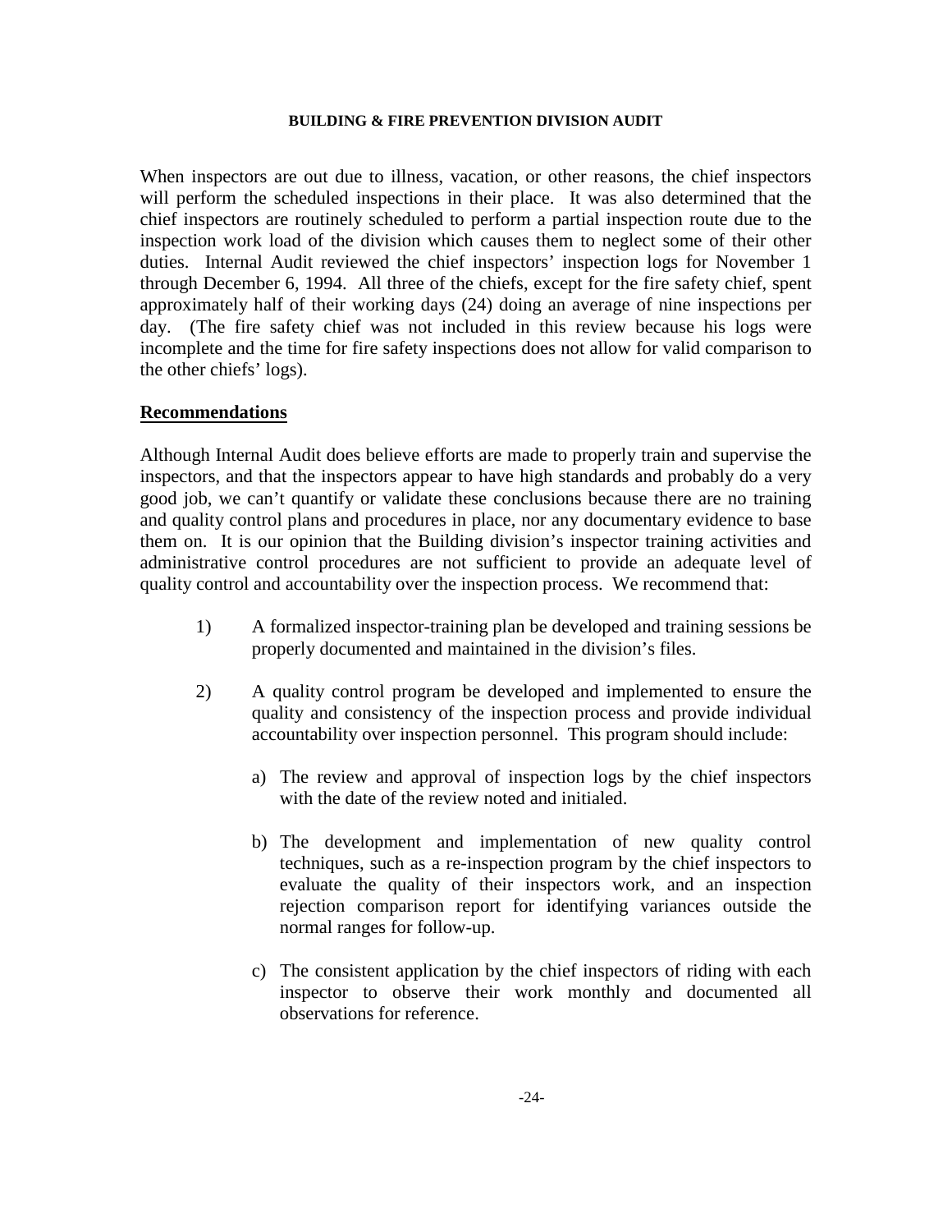When inspectors are out due to illness, vacation, or other reasons, the chief inspectors will perform the scheduled inspections in their place. It was also determined that the chief inspectors are routinely scheduled to perform a partial inspection route due to the inspection work load of the division which causes them to neglect some of their other duties. Internal Audit reviewed the chief inspectors' inspection logs for November 1 through December 6, 1994. All three of the chiefs, except for the fire safety chief, spent approximately half of their working days (24) doing an average of nine inspections per day. (The fire safety chief was not included in this review because his logs were incomplete and the time for fire safety inspections does not allow for valid comparison to the other chiefs' logs).

## Recommendations

Although Internal Audit does believe efforts are made to properly train and supervise the inspectors, and that the inspectors appear to have high standards and probably do a very good job, we can't quantify or validate these conclusions because there are no training and quality control plans and procedures in place, nor any documentary evidence to base them on. It is our opinion that the Building division's inspector training activities and administrative control procedures are not sufficient to provide an adequate level of quality control and accountability over the inspection process. We recommend that:

1) A formalized inspector-training plan be developed and training sessions be properly documented and maintained in the division's files.

2) A quality control program be developed and implemented to ensure the quality and consistency of the inspection process and provide individual accountability over inspection personnel. This program should include:

   a) The review and approval of inspection logs by the chief inspectors with the date of the review noted and initialed.

   b) The development and implementation of new quality control techniques, such as a re-inspection program by the chief inspectors to evaluate the quality of their inspectors work, and an inspection rejection comparison report for identifying variances outside the normal ranges for follow-up.

   c) The consistent application by the chief inspectors of riding with each inspector to observe their work monthly and documented all observations for reference.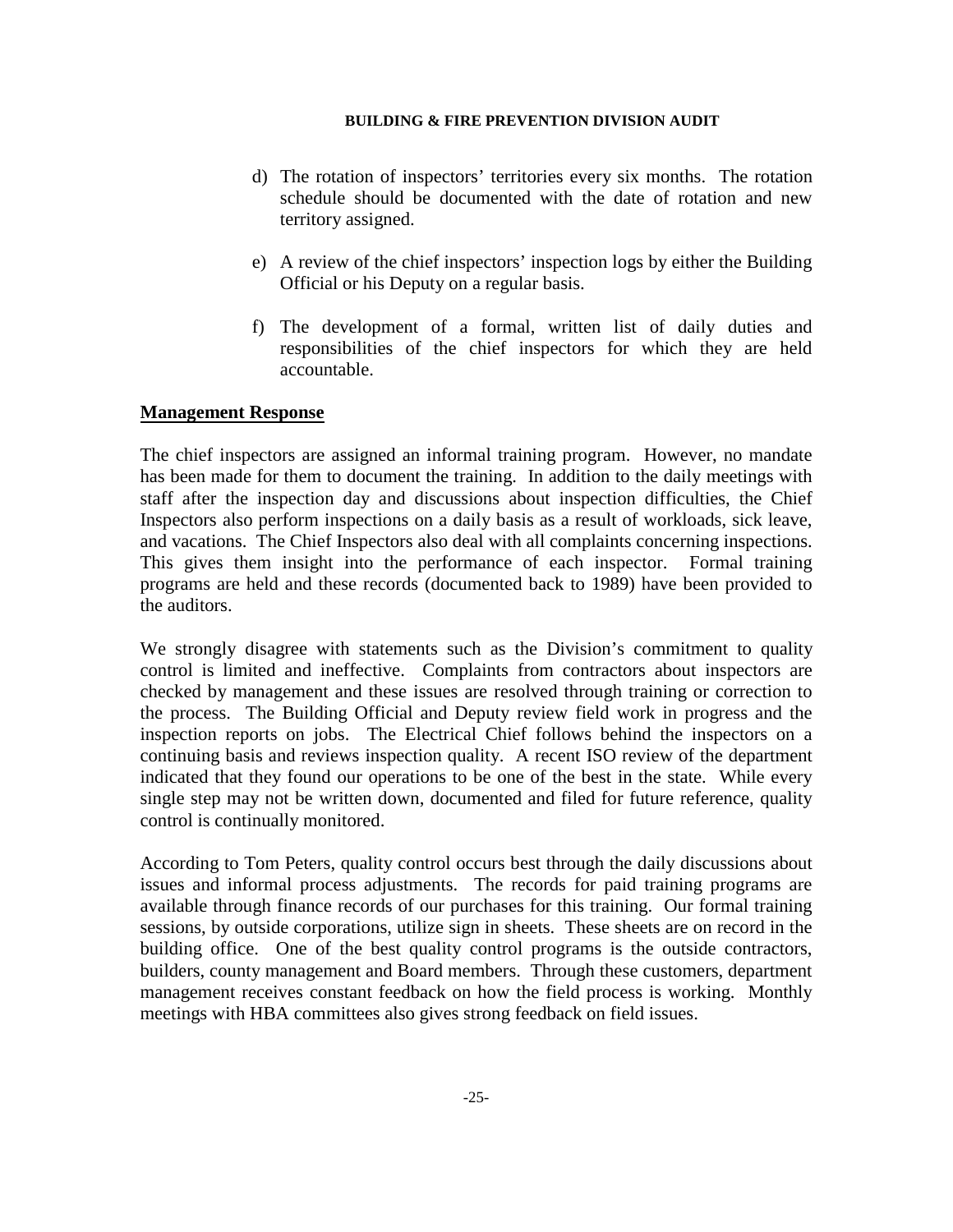d) The rotation of inspectors' territories every six months. The rotation schedule should be documented with the date of rotation and new territory assigned.

e) A review of the chief inspectors' inspection logs by either the Building Official or his Deputy on a regular basis.

f) The development of a formal, written list of daily duties and responsibilities of the chief inspectors for which they are held accountable.

## Management Response

The chief inspectors are assigned an informal training program. However, no mandate has been made for them to document the training. In addition to the daily meetings with staff after the inspection day and discussions about inspection difficulties, the Chief Inspectors also perform inspections on a daily basis as a result of workloads, sick leave, and vacations. The Chief Inspectors also deal with all complaints concerning inspections. This gives them insight into the performance of each inspector. Formal training programs are held and these records (documented back to 1989) have been provided to the auditors.

We strongly disagree with statements such as the Division's commitment to quality control is limited and ineffective. Complaints from contractors about inspectors are checked by management and these issues are resolved through training or correction to the process. The Building Official and Deputy review field work in progress and the inspection reports on jobs. The Electrical Chief follows behind the inspectors on a continuing basis and reviews inspection quality. A recent ISO review of the department indicated that they found our operations to be one of the best in the state. While every single step may not be written down, documented and filed for future reference, quality control is continually monitored.

According to Tom Peters, quality control occurs best through the daily discussions about issues and informal process adjustments. The records for paid training programs are available through finance records of our purchases for this training. Our formal training sessions, by outside corporations, utilize sign in sheets. These sheets are on record in the building office. One of the best quality control programs is the outside contractors, builders, county management and Board members. Through these customers, department management receives constant feedback on how the field process is working. Monthly meetings with HBA committees also gives strong feedback on field issues.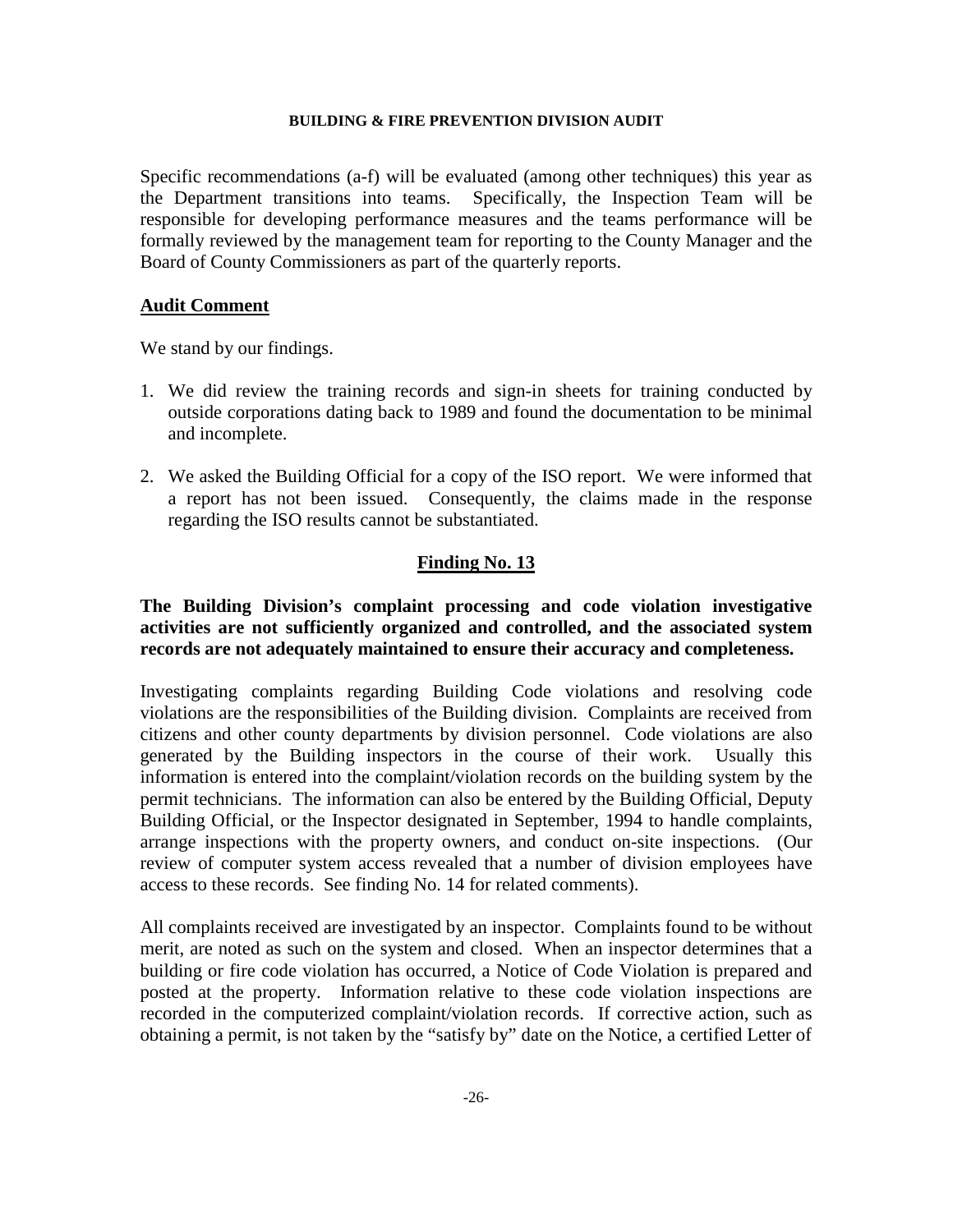Specific recommendations (a-f) will be evaluated (among other techniques) this year as the Department transitions into teams. Specifically, the Inspection Team will be responsible for developing performance measures and the teams performance will be formally reviewed by the management team for reporting to the County Manager and the Board of County Commissioners as part of the quarterly reports.

## Audit Comment

We stand by our findings.

1. We did review the training records and sign-in sheets for training conducted by outside corporations dating back to 1989 and found the documentation to be minimal and incomplete.

2. We asked the Building Official for a copy of the ISO report. We were informed that a report has not been issued. Consequently, the claims made in the response regarding the ISO results cannot be substantiated.

## Finding No. 13

**The Building Division's complaint processing and code violation investigative activities are not sufficiently organized and controlled, and the associated system records are not adequately maintained to ensure their accuracy and completeness.**

Investigating complaints regarding Building Code violations and resolving code violations are the responsibilities of the Building division. Complaints are received from citizens and other county departments by division personnel. Code violations are also generated by the Building inspectors in the course of their work. Usually this information is entered into the complaint/violation records on the building system by the permit technicians. The information can also be entered by the Building Official, Deputy Building Official, or the Inspector designated in September, 1994 to handle complaints, arrange inspections with the property owners, and conduct on-site inspections. (Our review of computer system access revealed that a number of division employees have access to these records. See finding No. 14 for related comments).

All complaints received are investigated by an inspector. Complaints found to be without merit, are noted as such on the system and closed. When an inspector determines that a building or fire code violation has occurred, a Notice of Code Violation is prepared and posted at the property. Information relative to these code violation inspections are recorded in the computerized complaint/violation records. If corrective action, such as obtaining a permit, is not taken by the "satisfy by" date on the Notice, a certified Letter of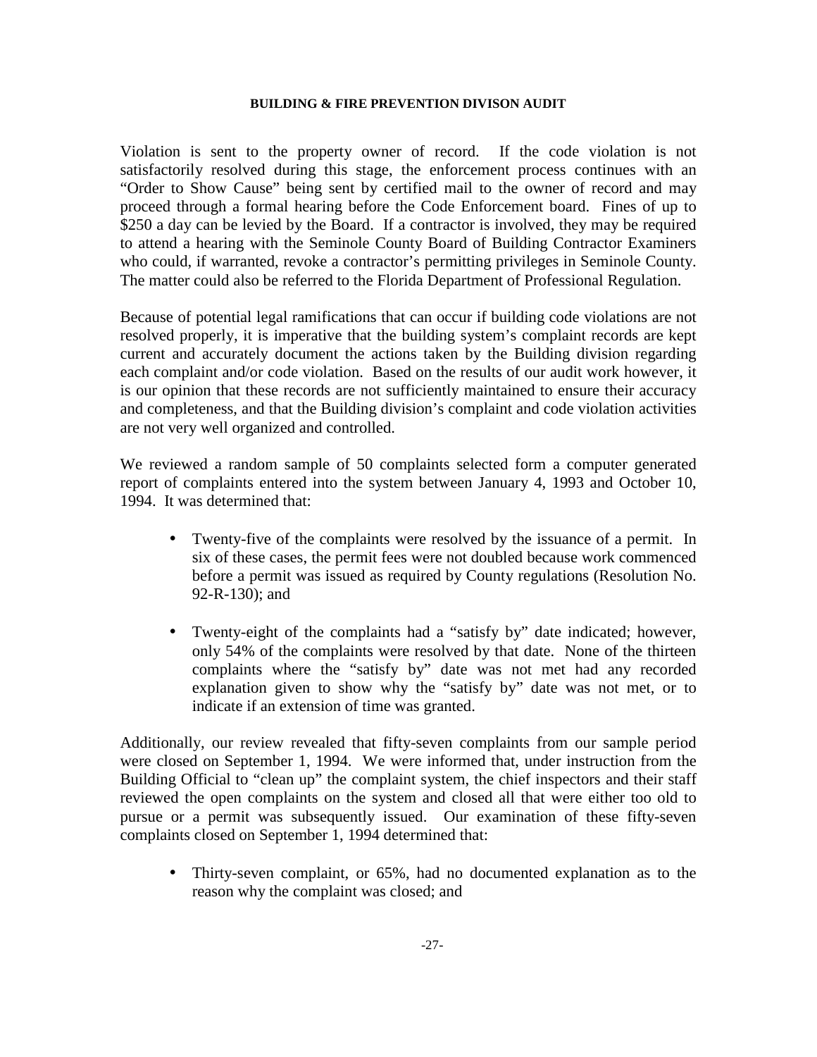Violation is sent to the property owner of record. If the code violation is not satisfactorily resolved during this stage, the enforcement process continues with an "Order to Show Cause" being sent by certified mail to the owner of record and may proceed through a formal hearing before the Code Enforcement board. Fines of up to $250 a day can be levied by the Board. If a contractor is involved, they may be required to attend a hearing with the Seminole County Board of Building Contractor Examiners who could, if warranted, revoke a contractor's permitting privileges in Seminole County. The matter could also be referred to the Florida Department of Professional Regulation.

Because of potential legal ramifications that can occur if building code violations are not resolved properly, it is imperative that the building system's complaint records are kept current and accurately document the actions taken by the Building division regarding each complaint and/or code violation. Based on the results of our audit work however, it is our opinion that these records are not sufficiently maintained to ensure their accuracy and completeness, and that the Building division's complaint and code violation activities are not very well organized and controlled.

We reviewed a random sample of 50 complaints selected form a computer generated report of complaints entered into the system between January 4, 1993 and October 10, 1994. It was determined that:

- Twenty-five of the complaints were resolved by the issuance of a permit. In six of these cases, the permit fees were not doubled because work commenced before a permit was issued as required by County regulations (Resolution No. 92-R-130); and

- Twenty-eight of the complaints had a "satisfy by" date indicated; however, only 54% of the complaints were resolved by that date. None of the thirteen complaints where the "satisfy by" date was not met had any recorded explanation given to show why the "satisfy by" date was not met, or to indicate if an extension of time was granted.

Additionally, our review revealed that fifty-seven complaints from our sample period were closed on September 1, 1994. We were informed that, under instruction from the Building Official to "clean up" the complaint system, the chief inspectors and their staff reviewed the open complaints on the system and closed all that were either too old to pursue or a permit was subsequently issued. Our examination of these fifty-seven complaints closed on September 1, 1994 determined that:

- Thirty-seven complaint, or 65%, had no documented explanation as to the reason why the complaint was closed; and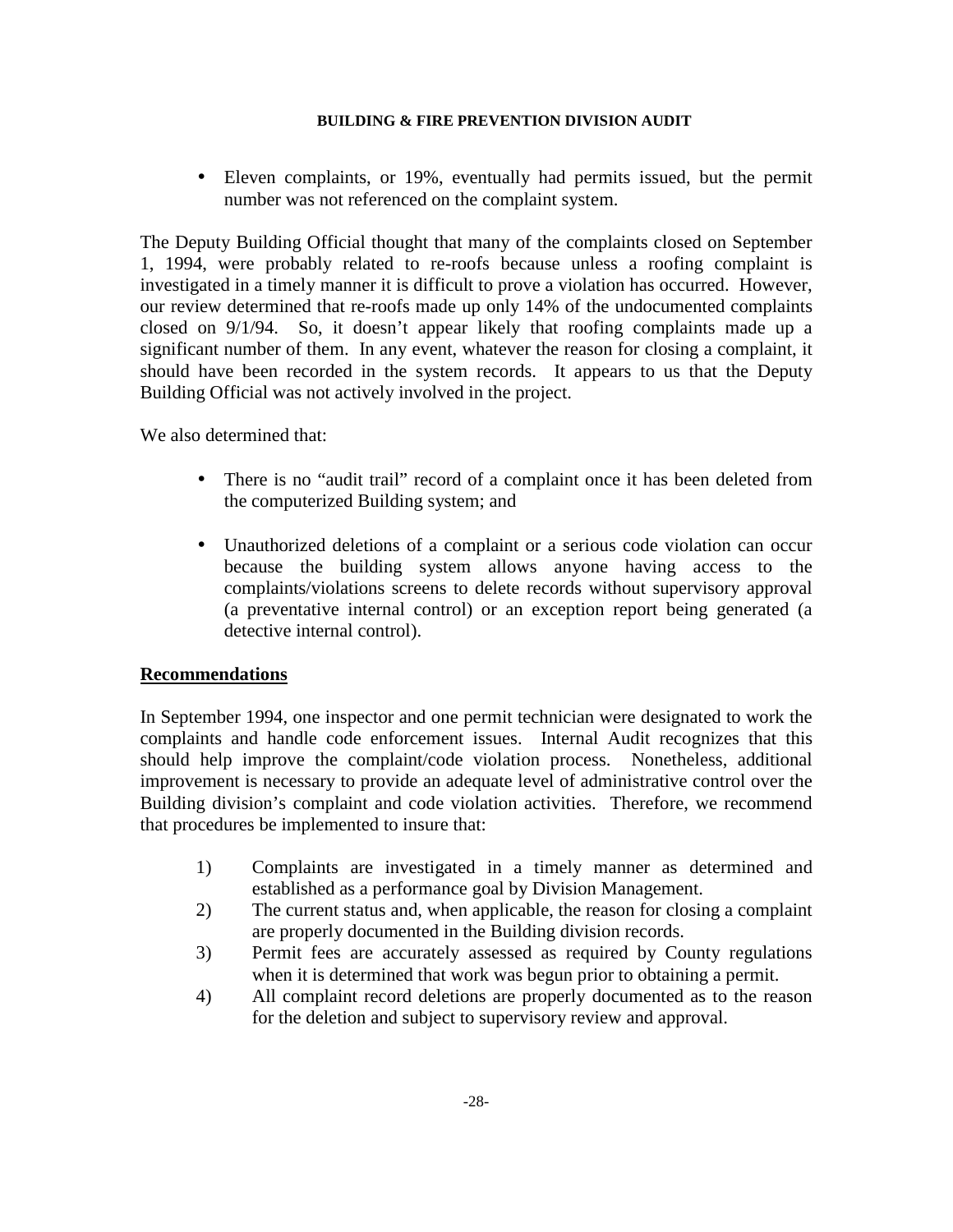- Eleven complaints, or 19%, eventually had permits issued, but the permit number was not referenced on the complaint system.

The Deputy Building Official thought that many of the complaints closed on September 1, 1994, were probably related to re-roofs because unless a roofing complaint is investigated in a timely manner it is difficult to prove a violation has occurred. However, our review determined that re-roofs made up only 14% of the undocumented complaints closed on 9/1/94. So, it doesn't appear likely that roofing complaints made up a significant number of them. In any event, whatever the reason for closing a complaint, it should have been recorded in the system records. It appears to us that the Deputy Building Official was not actively involved in the project.

We also determined that:

- There is no "audit trail" record of a complaint once it has been deleted from the computerized Building system; and

- Unauthorized deletions of a complaint or a serious code violation can occur because the building system allows anyone having access to the complaints/violations screens to delete records without supervisory approval (a preventative internal control) or an exception report being generated (a detective internal control).

## Recommendations

In September 1994, one inspector and one permit technician were designated to work the complaints and handle code enforcement issues. Internal Audit recognizes that this should help improve the complaint/code violation process. Nonetheless, additional improvement is necessary to provide an adequate level of administrative control over the Building division's complaint and code violation activities. Therefore, we recommend that procedures be implemented to insure that:

1) Complaints are investigated in a timely manner as determined and established as a performance goal by Division Management.
2) The current status and, when applicable, the reason for closing a complaint are properly documented in the Building division records.
3) Permit fees are accurately assessed as required by County regulations when it is determined that work was begun prior to obtaining a permit.
4) All complaint record deletions are properly documented as to the reason for the deletion and subject to supervisory review and approval.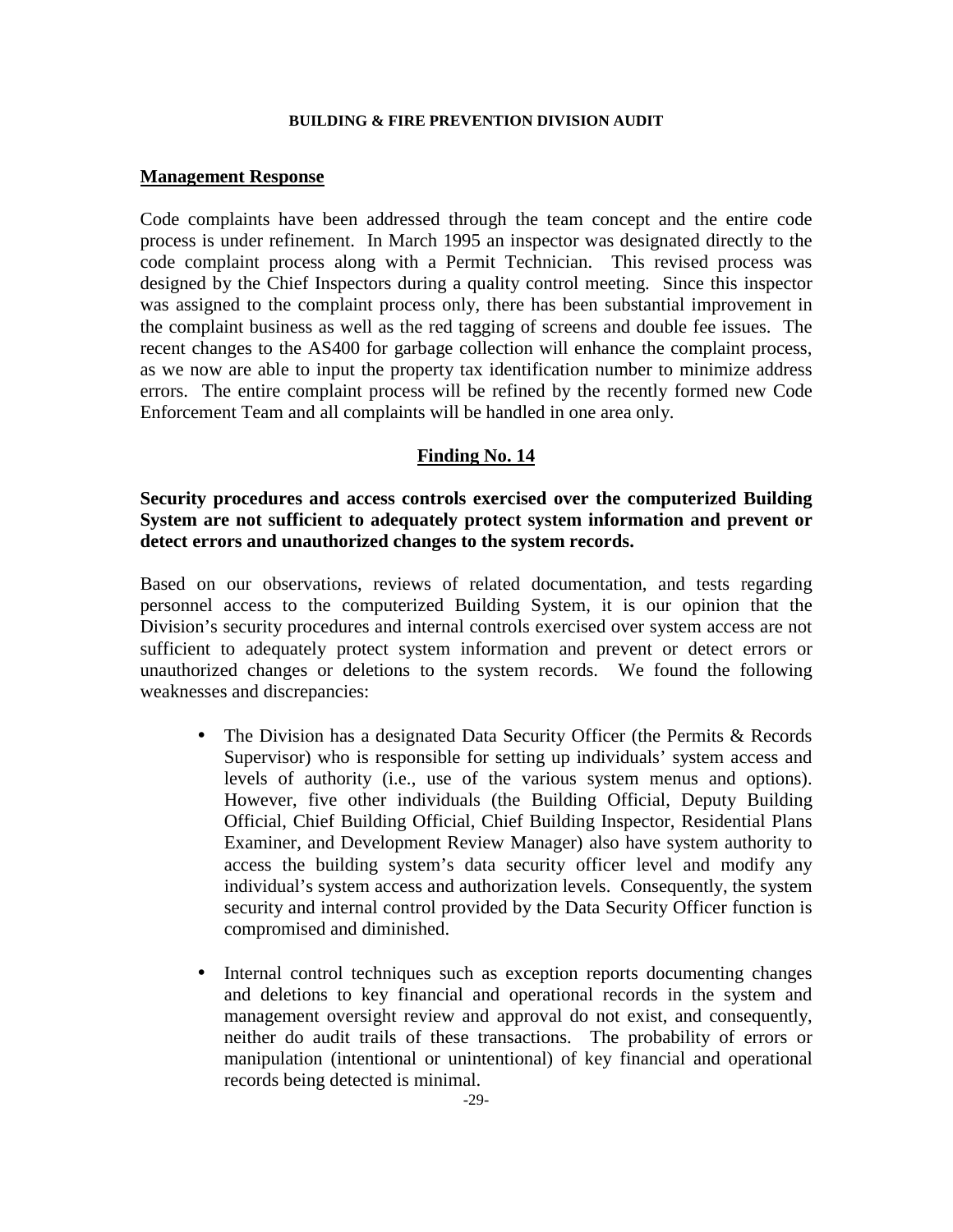**Management Response**

Code complaints have been addressed through the team concept and the entire code process is under refinement. In March 1995 an inspector was designated directly to the code complaint process along with a Permit Technician. This revised process was designed by the Chief Inspectors during a quality control meeting. Since this inspector was assigned to the complaint process only, there has been substantial improvement in the complaint business as well as the red tagging of screens and double fee issues. The recent changes to the AS400 for garbage collection will enhance the complaint process, as we now are able to input the property tax identification number to minimize address errors. The entire complaint process will be refined by the recently formed new Code Enforcement Team and all complaints will be handled in one area only.

## Finding No. 14

**Security procedures and access controls exercised over the computerized Building System are not sufficient to adequately protect system information and prevent or detect errors and unauthorized changes to the system records.**

Based on our observations, reviews of related documentation, and tests regarding personnel access to the computerized Building System, it is our opinion that the Division's security procedures and internal controls exercised over system access are not sufficient to adequately protect system information and prevent or detect errors or unauthorized changes or deletions to the system records. We found the following weaknesses and discrepancies:

- The Division has a designated Data Security Officer (the Permits & Records Supervisor) who is responsible for setting up individuals' system access and levels of authority (i.e., use of the various system menus and options). However, five other individuals (the Building Official, Deputy Building Official, Chief Building Official, Chief Building Inspector, Residential Plans Examiner, and Development Review Manager) also have system authority to access the building system's data security officer level and modify any individual's system access and authorization levels. Consequently, the system security and internal control provided by the Data Security Officer function is compromised and diminished.

- Internal control techniques such as exception reports documenting changes and deletions to key financial and operational records in the system and management oversight review and approval do not exist, and consequently, neither do audit trails of these transactions. The probability of errors or manipulation (intentional or unintentional) of key financial and operational records being detected is minimal.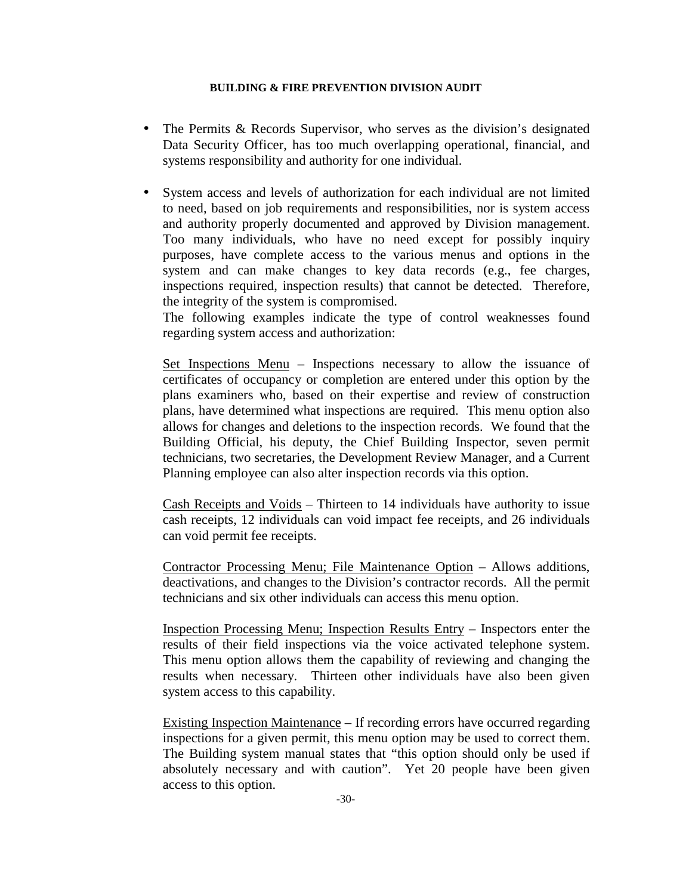- The Permits & Records Supervisor, who serves as the division's designated Data Security Officer, has too much overlapping operational, financial, and systems responsibility and authority for one individual.

- System access and levels of authorization for each individual are not limited to need, based on job requirements and responsibilities, nor is system access and authority properly documented and approved by Division management. Too many individuals, who have no need except for possibly inquiry purposes, have complete access to the various menus and options in the system and can make changes to key data records (e.g., fee charges, inspections required, inspection results) that cannot be detected. Therefore, the integrity of the system is compromised.

  The following examples indicate the type of control weaknesses found regarding system access and authorization:

  Set Inspections Menu – Inspections necessary to allow the issuance of certificates of occupancy or completion are entered under this option by the plans examiners who, based on their expertise and review of construction plans, have determined what inspections are required. This menu option also allows for changes and deletions to the inspection records. We found that the Building Official, his deputy, the Chief Building Inspector, seven permit technicians, two secretaries, the Development Review Manager, and a Current Planning employee can also alter inspection records via this option.

  Cash Receipts and Voids – Thirteen to 14 individuals have authority to issue cash receipts, 12 individuals can void impact fee receipts, and 26 individuals can void permit fee receipts.

  Contractor Processing Menu; File Maintenance Option – Allows additions, deactivations, and changes to the Division's contractor records. All the permit technicians and six other individuals can access this menu option.

  Inspection Processing Menu; Inspection Results Entry – Inspectors enter the results of their field inspections via the voice activated telephone system. This menu option allows them the capability of reviewing and changing the results when necessary. Thirteen other individuals have also been given system access to this capability.

  Existing Inspection Maintenance – If recording errors have occurred regarding inspections for a given permit, this menu option may be used to correct them. The Building system manual states that "this option should only be used if absolutely necessary and with caution". Yet 20 people have been given access to this option.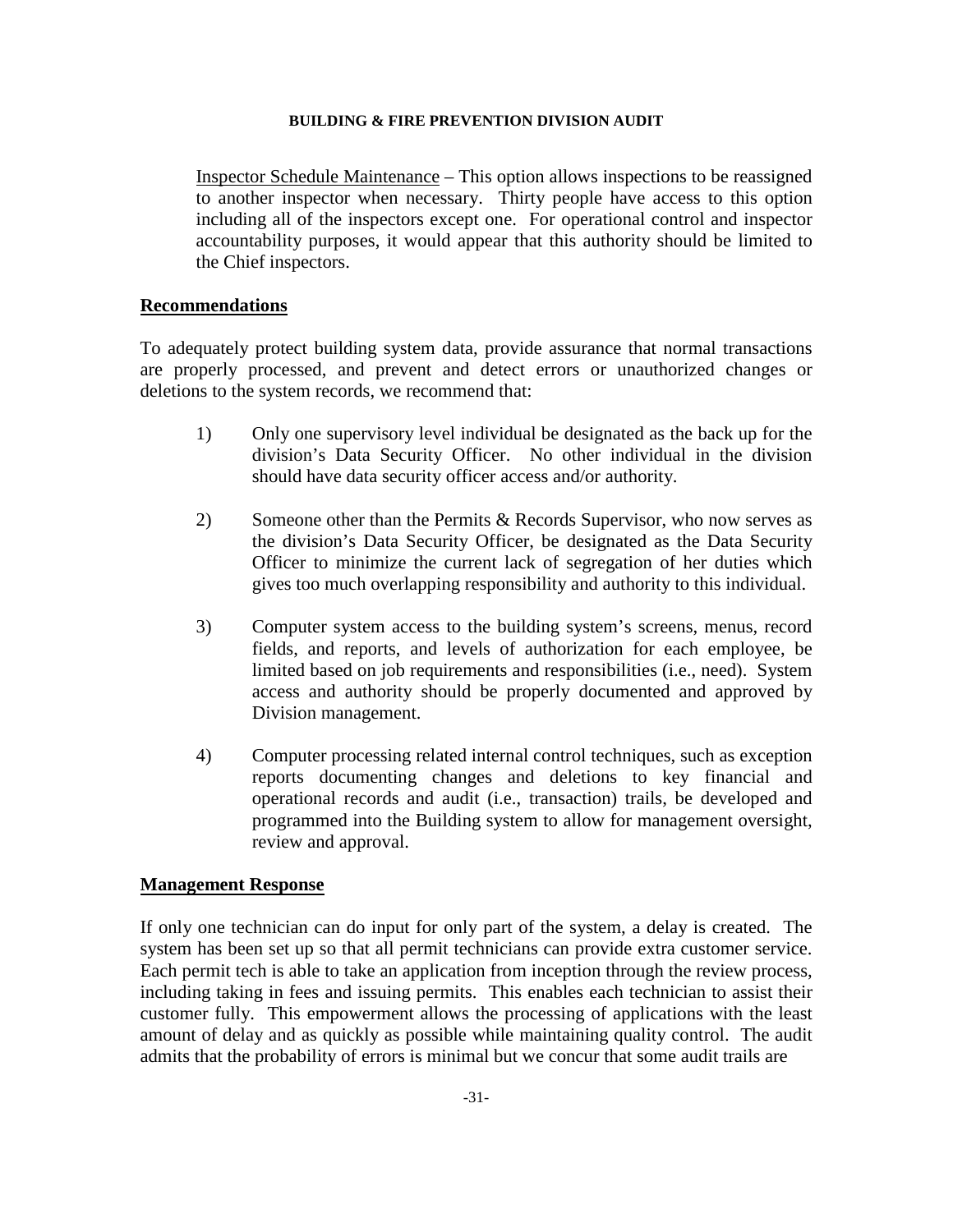Inspector Schedule Maintenance – This option allows inspections to be reassigned to another inspector when necessary. Thirty people have access to this option including all of the inspectors except one. For operational control and inspector accountability purposes, it would appear that this authority should be limited to the Chief inspectors.

## Recommendations

To adequately protect building system data, provide assurance that normal transactions are properly processed, and prevent and detect errors or unauthorized changes or deletions to the system records, we recommend that:

1) Only one supervisory level individual be designated as the back up for the division's Data Security Officer. No other individual in the division should have data security officer access and/or authority.

2) Someone other than the Permits & Records Supervisor, who now serves as the division's Data Security Officer, be designated as the Data Security Officer to minimize the current lack of segregation of her duties which gives too much overlapping responsibility and authority to this individual.

3) Computer system access to the building system's screens, menus, record fields, and reports, and levels of authorization for each employee, be limited based on job requirements and responsibilities (i.e., need). System access and authority should be properly documented and approved by Division management.

4) Computer processing related internal control techniques, such as exception reports documenting changes and deletions to key financial and operational records and audit (i.e., transaction) trails, be developed and programmed into the Building system to allow for management oversight, review and approval.

## Management Response

If only one technician can do input for only part of the system, a delay is created. The system has been set up so that all permit technicians can provide extra customer service. Each permit tech is able to take an application from inception through the review process, including taking in fees and issuing permits. This enables each technician to assist their customer fully. This empowerment allows the processing of applications with the least amount of delay and as quickly as possible while maintaining quality control. The audit admits that the probability of errors is minimal but we concur that some audit trails are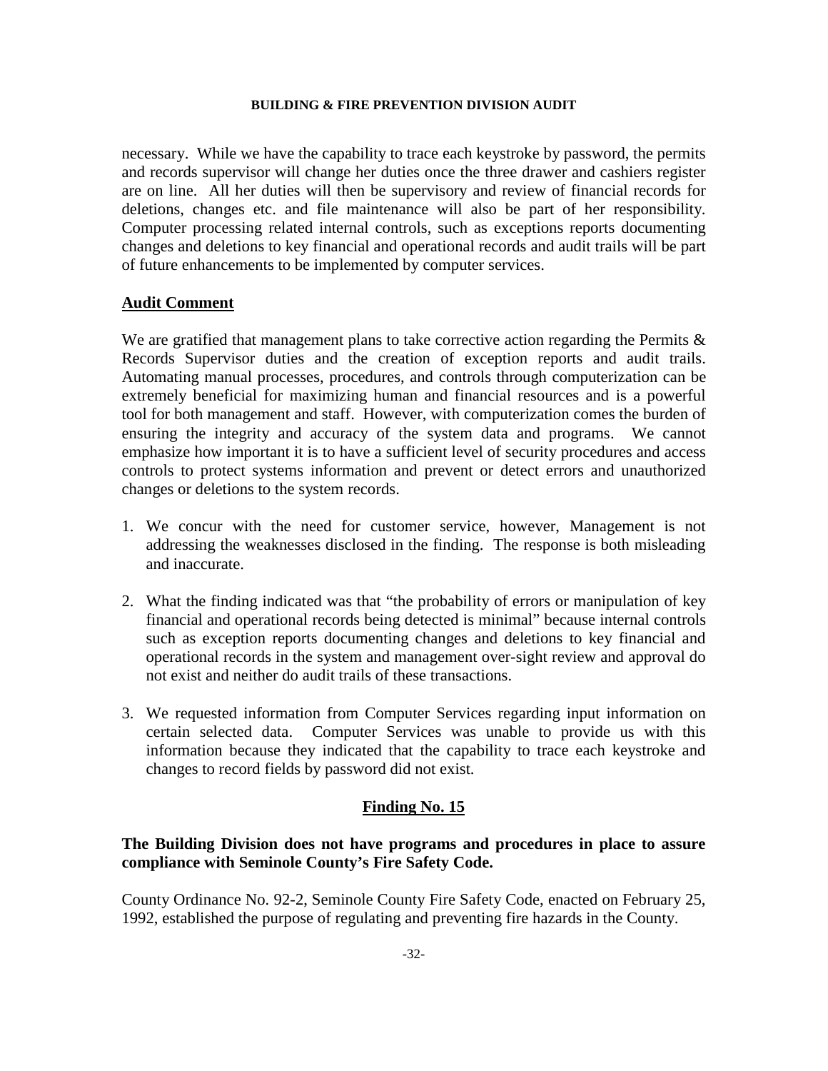necessary. While we have the capability to trace each keystroke by password, the permits and records supervisor will change her duties once the three drawer and cashiers register are on line. All her duties will then be supervisory and review of financial records for deletions, changes etc. and file maintenance will also be part of her responsibility. Computer processing related internal controls, such as exceptions reports documenting changes and deletions to key financial and operational records and audit trails will be part of future enhancements to be implemented by computer services.

**Audit Comment**

We are gratified that management plans to take corrective action regarding the Permits & Records Supervisor duties and the creation of exception reports and audit trails. Automating manual processes, procedures, and controls through computerization can be extremely beneficial for maximizing human and financial resources and is a powerful tool for both management and staff. However, with computerization comes the burden of ensuring the integrity and accuracy of the system data and programs. We cannot emphasize how important it is to have a sufficient level of security procedures and access controls to protect systems information and prevent or detect errors and unauthorized changes or deletions to the system records.

1. We concur with the need for customer service, however, Management is not addressing the weaknesses disclosed in the finding. The response is both misleading and inaccurate.

2. What the finding indicated was that "the probability of errors or manipulation of key financial and operational records being detected is minimal" because internal controls such as exception reports documenting changes and deletions to key financial and operational records in the system and management over-sight review and approval do not exist and neither do audit trails of these transactions.

3. We requested information from Computer Services regarding input information on certain selected data. Computer Services was unable to provide us with this information because they indicated that the capability to trace each keystroke and changes to record fields by password did not exist.

## Finding No. 15

**The Building Division does not have programs and procedures in place to assure compliance with Seminole County's Fire Safety Code.**

County Ordinance No. 92-2, Seminole County Fire Safety Code, enacted on February 25, 1992, established the purpose of regulating and preventing fire hazards in the County.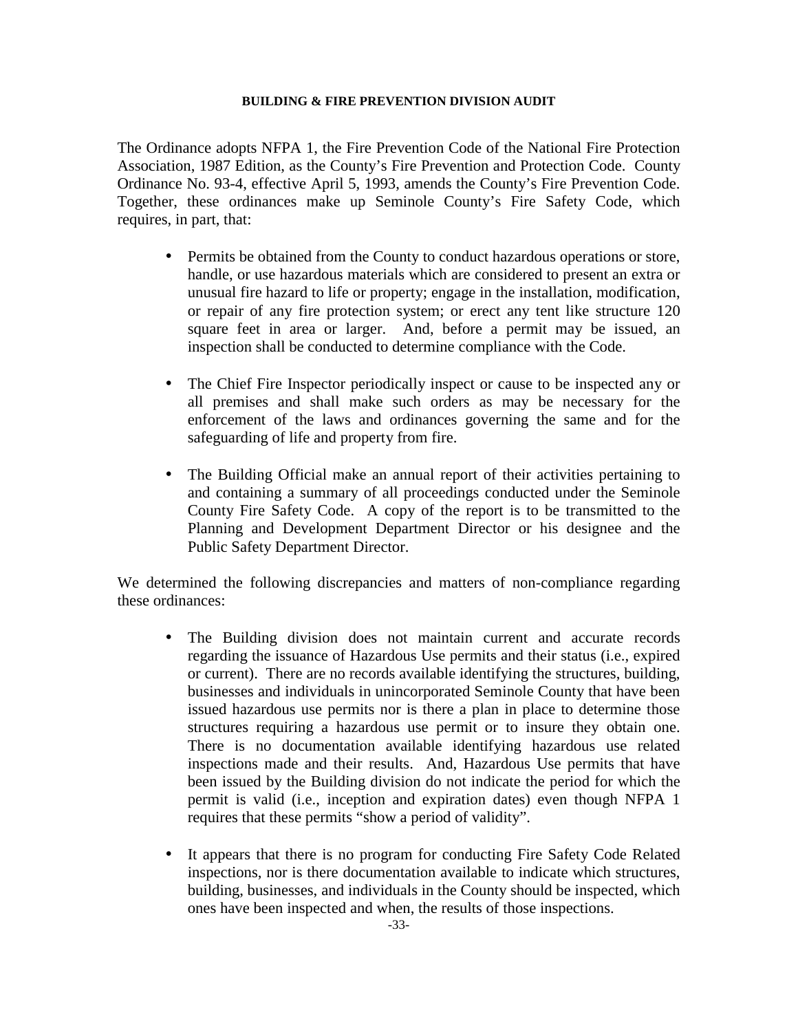**BUILDING & FIRE PREVENTION DIVISION AUDIT**

The Ordinance adopts NFPA 1, the Fire Prevention Code of the National Fire Protection Association, 1987 Edition, as the County's Fire Prevention and Protection Code. County Ordinance No. 93-4, effective April 5, 1993, amends the County's Fire Prevention Code. Together, these ordinances make up Seminole County's Fire Safety Code, which requires, in part, that:

- Permits be obtained from the County to conduct hazardous operations or store, handle, or use hazardous materials which are considered to present an extra or unusual fire hazard to life or property; engage in the installation, modification, or repair of any fire protection system; or erect any tent like structure 120 square feet in area or larger. And, before a permit may be issued, an inspection shall be conducted to determine compliance with the Code.

- The Chief Fire Inspector periodically inspect or cause to be inspected any or all premises and shall make such orders as may be necessary for the enforcement of the laws and ordinances governing the same and for the safeguarding of life and property from fire.

- The Building Official make an annual report of their activities pertaining to and containing a summary of all proceedings conducted under the Seminole County Fire Safety Code. A copy of the report is to be transmitted to the Planning and Development Department Director or his designee and the Public Safety Department Director.

We determined the following discrepancies and matters of non-compliance regarding these ordinances:

- The Building division does not maintain current and accurate records regarding the issuance of Hazardous Use permits and their status (i.e., expired or current). There are no records available identifying the structures, building, businesses and individuals in unincorporated Seminole County that have been issued hazardous use permits nor is there a plan in place to determine those structures requiring a hazardous use permit or to insure they obtain one. There is no documentation available identifying hazardous use related inspections made and their results. And, Hazardous Use permits that have been issued by the Building division do not indicate the period for which the permit is valid (i.e., inception and expiration dates) even though NFPA 1 requires that these permits "show a period of validity".

- It appears that there is no program for conducting Fire Safety Code Related inspections, nor is there documentation available to indicate which structures, building, businesses, and individuals in the County should be inspected, which ones have been inspected and when, the results of those inspections.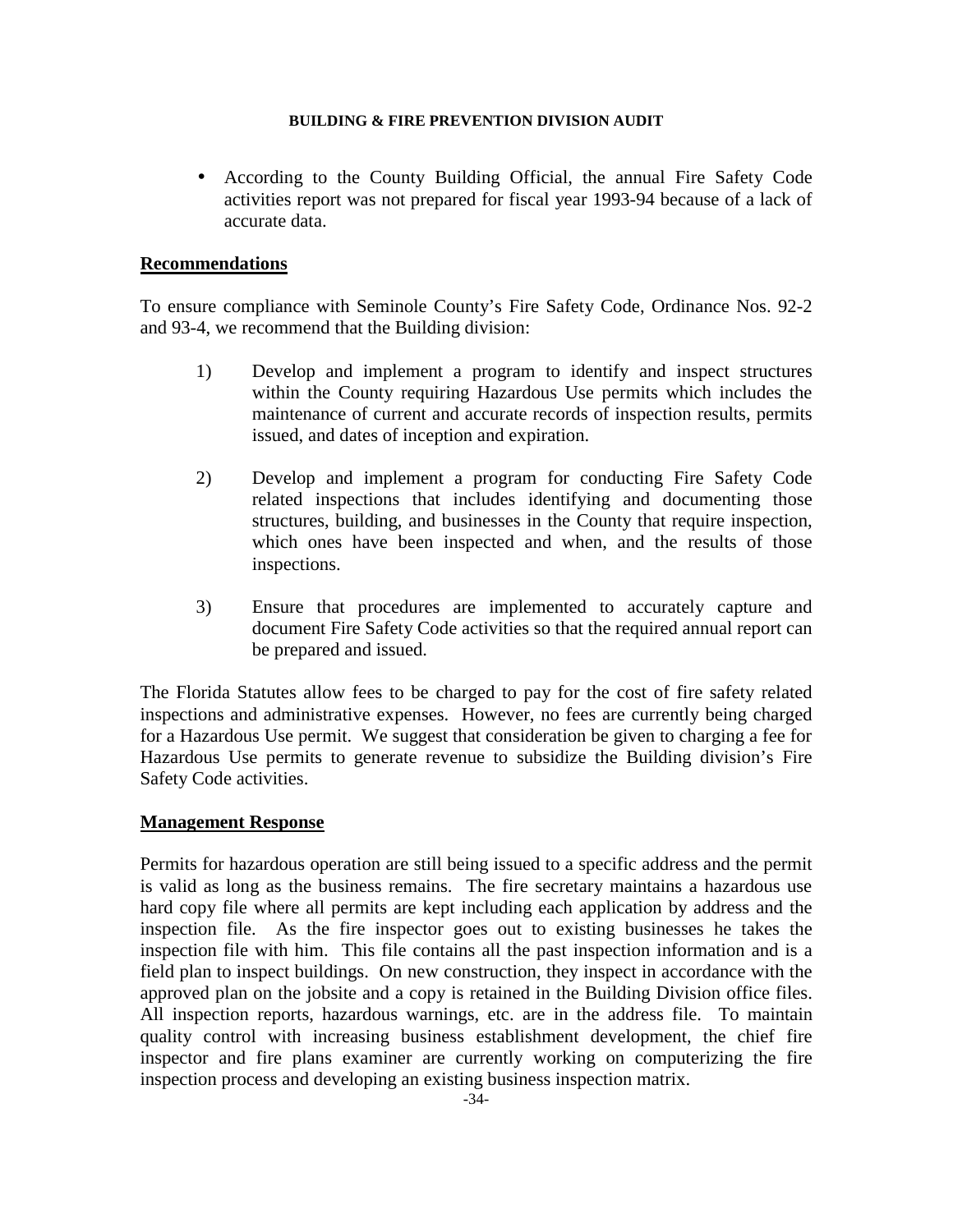- According to the County Building Official, the annual Fire Safety Code activities report was not prepared for fiscal year 1993-94 because of a lack of accurate data.

**Recommendations**

To ensure compliance with Seminole County's Fire Safety Code, Ordinance Nos. 92-2 and 93-4, we recommend that the Building division:

1) Develop and implement a program to identify and inspect structures within the County requiring Hazardous Use permits which includes the maintenance of current and accurate records of inspection results, permits issued, and dates of inception and expiration.

2) Develop and implement a program for conducting Fire Safety Code related inspections that includes identifying and documenting those structures, building, and businesses in the County that require inspection, which ones have been inspected and when, and the results of those inspections.

3) Ensure that procedures are implemented to accurately capture and document Fire Safety Code activities so that the required annual report can be prepared and issued.

The Florida Statutes allow fees to be charged to pay for the cost of fire safety related inspections and administrative expenses. However, no fees are currently being charged for a Hazardous Use permit. We suggest that consideration be given to charging a fee for Hazardous Use permits to generate revenue to subsidize the Building division's Fire Safety Code activities.

**Management Response**

Permits for hazardous operation are still being issued to a specific address and the permit is valid as long as the business remains. The fire secretary maintains a hazardous use hard copy file where all permits are kept including each application by address and the inspection file. As the fire inspector goes out to existing businesses he takes the inspection file with him. This file contains all the past inspection information and is a field plan to inspect buildings. On new construction, they inspect in accordance with the approved plan on the jobsite and a copy is retained in the Building Division office files. All inspection reports, hazardous warnings, etc. are in the address file. To maintain quality control with increasing business establishment development, the chief fire inspector and fire plans examiner are currently working on computerizing the fire inspection process and developing an existing business inspection matrix.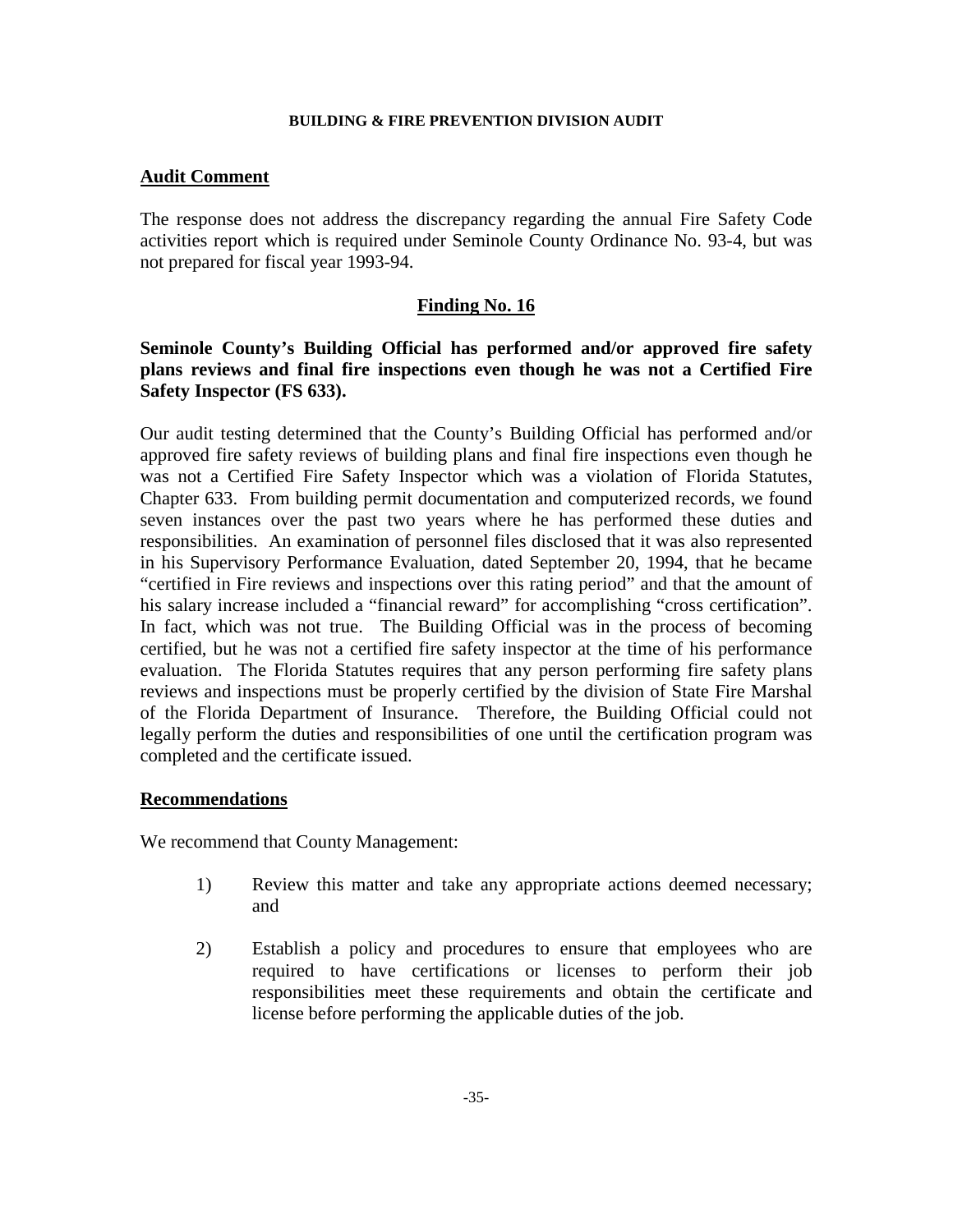## Audit Comment

The response does not address the discrepancy regarding the annual Fire Safety Code activities report which is required under Seminole County Ordinance No. 93-4, but was not prepared for fiscal year 1993-94.

## Finding No. 16

**Seminole County's Building Official has performed and/or approved fire safety plans reviews and final fire inspections even though he was not a Certified Fire Safety Inspector (FS 633).**

Our audit testing determined that the County's Building Official has performed and/or approved fire safety reviews of building plans and final fire inspections even though he was not a Certified Fire Safety Inspector which was a violation of Florida Statutes, Chapter 633. From building permit documentation and computerized records, we found seven instances over the past two years where he has performed these duties and responsibilities. An examination of personnel files disclosed that it was also represented in his Supervisory Performance Evaluation, dated September 20, 1994, that he became "certified in Fire reviews and inspections over this rating period" and that the amount of his salary increase included a "financial reward" for accomplishing "cross certification". In fact, which was not true. The Building Official was in the process of becoming certified, but he was not a certified fire safety inspector at the time of his performance evaluation. The Florida Statutes requires that any person performing fire safety plans reviews and inspections must be properly certified by the division of State Fire Marshal of the Florida Department of Insurance. Therefore, the Building Official could not legally perform the duties and responsibilities of one until the certification program was completed and the certificate issued.

## Recommendations

We recommend that County Management:

1) Review this matter and take any appropriate actions deemed necessary; and

2) Establish a policy and procedures to ensure that employees who are required to have certifications or licenses to perform their job responsibilities meet these requirements and obtain the certificate and license before performing the applicable duties of the job.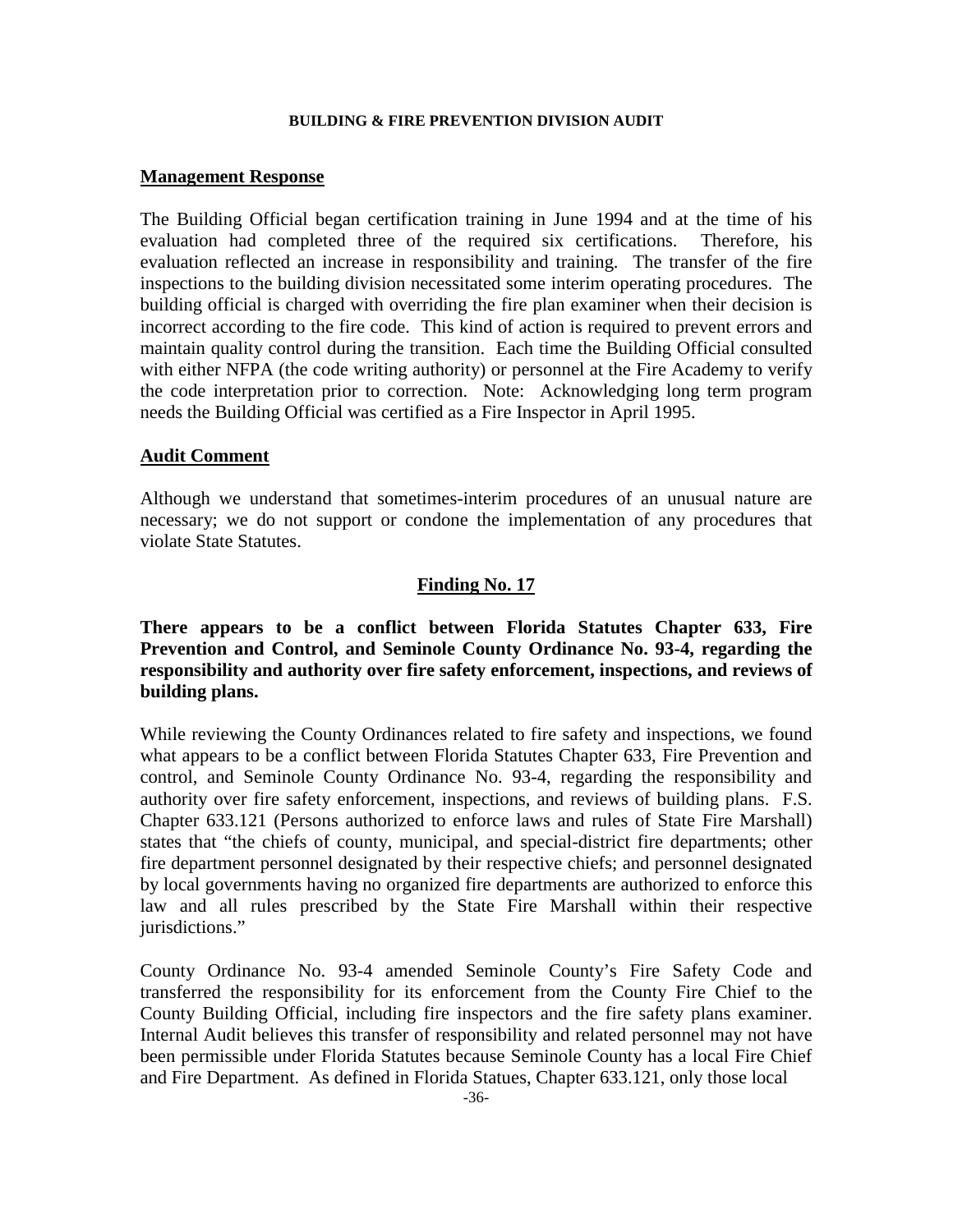## Management Response

The Building Official began certification training in June 1994 and at the time of his evaluation had completed three of the required six certifications. Therefore, his evaluation reflected an increase in responsibility and training. The transfer of the fire inspections to the building division necessitated some interim operating procedures. The building official is charged with overriding the fire plan examiner when their decision is incorrect according to the fire code. This kind of action is required to prevent errors and maintain quality control during the transition. Each time the Building Official consulted with either NFPA (the code writing authority) or personnel at the Fire Academy to verify the code interpretation prior to correction. Note: Acknowledging long term program needs the Building Official was certified as a Fire Inspector in April 1995.

## Audit Comment

Although we understand that sometimes-interim procedures of an unusual nature are necessary; we do not support or condone the implementation of any procedures that violate State Statutes.

## Finding No. 17

**There appears to be a conflict between Florida Statutes Chapter 633, Fire Prevention and Control, and Seminole County Ordinance No. 93-4, regarding the responsibility and authority over fire safety enforcement, inspections, and reviews of building plans.**

While reviewing the County Ordinances related to fire safety and inspections, we found what appears to be a conflict between Florida Statutes Chapter 633, Fire Prevention and control, and Seminole County Ordinance No. 93-4, regarding the responsibility and authority over fire safety enforcement, inspections, and reviews of building plans. F.S. Chapter 633.121 (Persons authorized to enforce laws and rules of State Fire Marshall) states that "the chiefs of county, municipal, and special-district fire departments; other fire department personnel designated by their respective chiefs; and personnel designated by local governments having no organized fire departments are authorized to enforce this law and all rules prescribed by the State Fire Marshall within their respective jurisdictions."

County Ordinance No. 93-4 amended Seminole County's Fire Safety Code and transferred the responsibility for its enforcement from the County Fire Chief to the County Building Official, including fire inspectors and the fire safety plans examiner. Internal Audit believes this transfer of responsibility and related personnel may not have been permissible under Florida Statutes because Seminole County has a local Fire Chief and Fire Department. As defined in Florida Statues, Chapter 633.121, only those local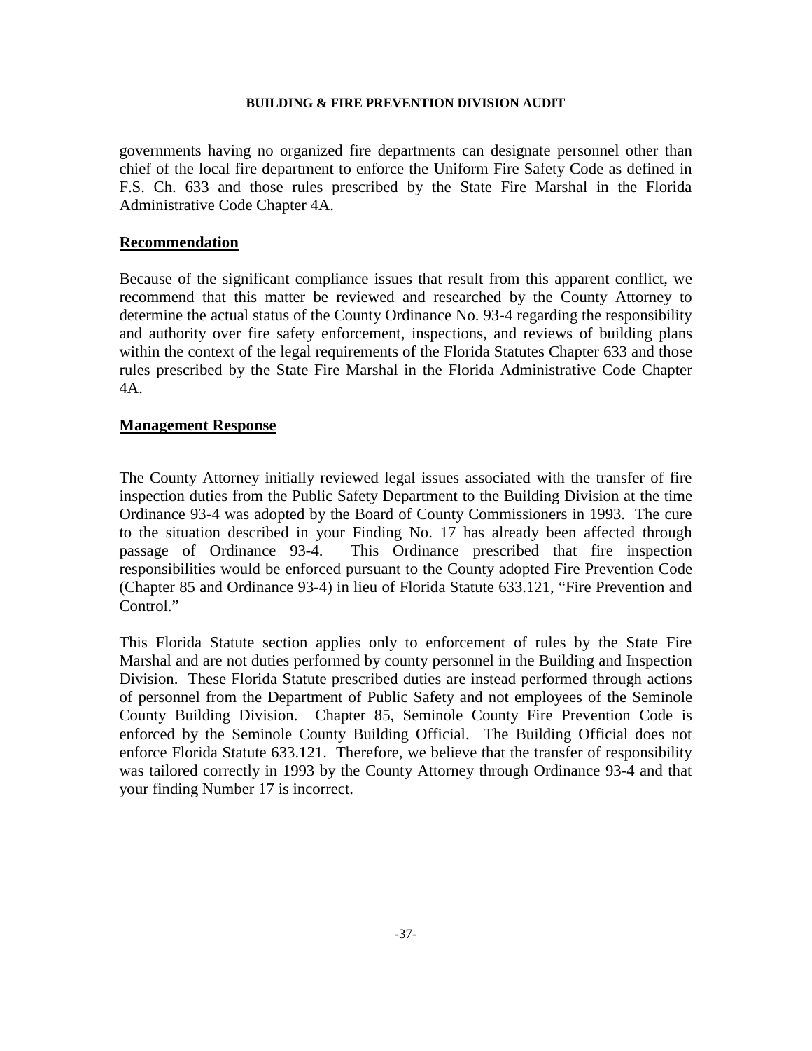governments having no organized fire departments can designate personnel other than chief of the local fire department to enforce the Uniform Fire Safety Code as defined in F.S. Ch. 633 and those rules prescribed by the State Fire Marshal in the Florida Administrative Code Chapter 4A.

## Recommendation

Because of the significant compliance issues that result from this apparent conflict, we recommend that this matter be reviewed and researched by the County Attorney to determine the actual status of the County Ordinance No. 93-4 regarding the responsibility and authority over fire safety enforcement, inspections, and reviews of building plans within the context of the legal requirements of the Florida Statutes Chapter 633 and those rules prescribed by the State Fire Marshal in the Florida Administrative Code Chapter 4A.

## Management Response

The County Attorney initially reviewed legal issues associated with the transfer of fire inspection duties from the Public Safety Department to the Building Division at the time Ordinance 93-4 was adopted by the Board of County Commissioners in 1993. The cure to the situation described in your Finding No. 17 has already been affected through passage of Ordinance 93-4. This Ordinance prescribed that fire inspection responsibilities would be enforced pursuant to the County adopted Fire Prevention Code (Chapter 85 and Ordinance 93-4) in lieu of Florida Statute 633.121, "Fire Prevention and Control."

This Florida Statute section applies only to enforcement of rules by the State Fire Marshal and are not duties performed by county personnel in the Building and Inspection Division. These Florida Statute prescribed duties are instead performed through actions of personnel from the Department of Public Safety and not employees of the Seminole County Building Division. Chapter 85, Seminole County Fire Prevention Code is enforced by the Seminole County Building Official. The Building Official does not enforce Florida Statute 633.121. Therefore, we believe that the transfer of responsibility was tailored correctly in 1993 by the County Attorney through Ordinance 93-4 and that your finding Number 17 is incorrect.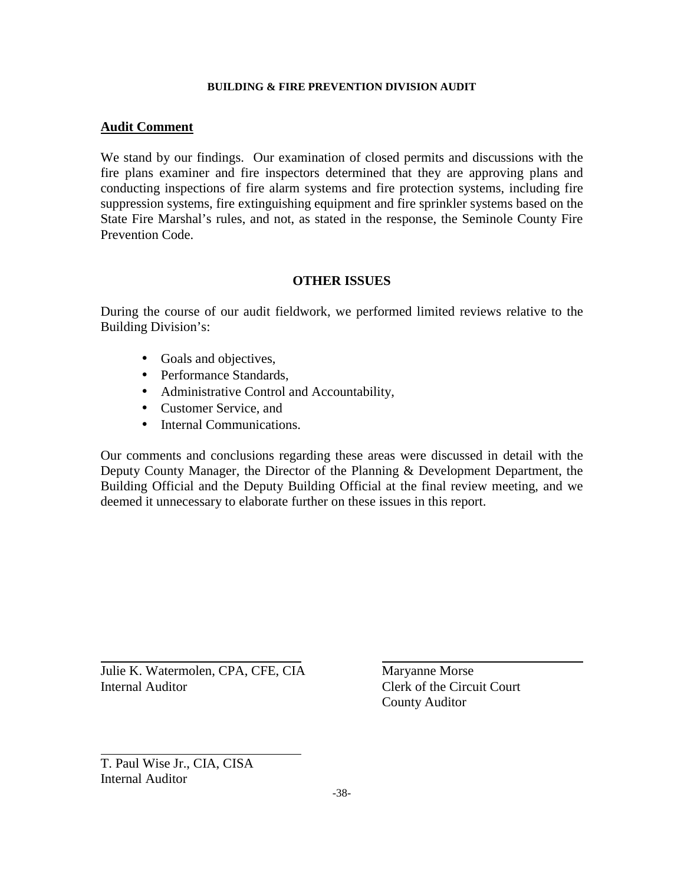**Audit Comment**

We stand by our findings. Our examination of closed permits and discussions with the fire plans examiner and fire inspectors determined that they are approving plans and conducting inspections of fire alarm systems and fire protection systems, including fire suppression systems, fire extinguishing equipment and fire sprinkler systems based on the State Fire Marshal's rules, and not, as stated in the response, the Seminole County Fire Prevention Code.

## OTHER ISSUES

During the course of our audit fieldwork, we performed limited reviews relative to the Building Division's:

- Goals and objectives,
- Performance Standards,
- Administrative Control and Accountability,
- Customer Service, and
- Internal Communications.

Our comments and conclusions regarding these areas were discussed in detail with the Deputy County Manager, the Director of the Planning & Development Department, the Building Official and the Deputy Building Official at the final review meeting, and we deemed it unnecessary to elaborate further on these issues in this report.

Julie K. Watermolen, CPA, CFE, CIA
Internal Auditor

Maryanne Morse
Clerk of the Circuit Court
County Auditor

T. Paul Wise Jr., CIA, CISA
Internal Auditor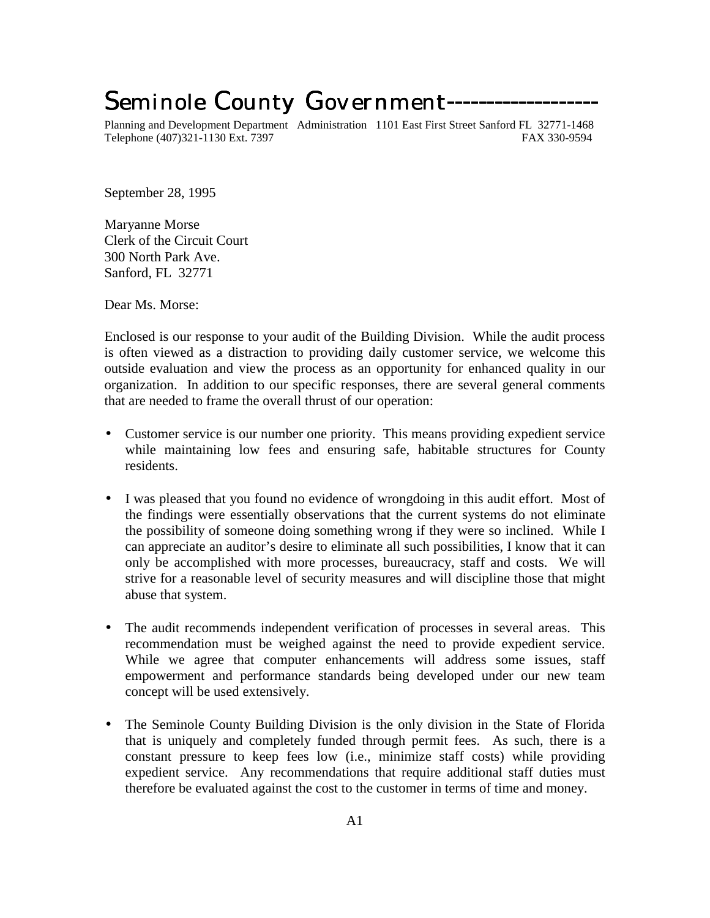# Seminole County Government-------------------

Planning and Development Department Administration 1101 East First Street Sanford FL 32771-1468
Telephone (407)321-1130 Ext. 7397 FAX 330-9594

September 28, 1995

Maryanne Morse
Clerk of the Circuit Court
300 North Park Ave.
Sanford, FL 32771

Dear Ms. Morse:

Enclosed is our response to your audit of the Building Division. While the audit process is often viewed as a distraction to providing daily customer service, we welcome this outside evaluation and view the process as an opportunity for enhanced quality in our organization. In addition to our specific responses, there are several general comments that are needed to frame the overall thrust of our operation:

- Customer service is our number one priority. This means providing expedient service while maintaining low fees and ensuring safe, habitable structures for County residents.

- I was pleased that you found no evidence of wrongdoing in this audit effort. Most of the findings were essentially observations that the current systems do not eliminate the possibility of someone doing something wrong if they were so inclined. While I can appreciate an auditor's desire to eliminate all such possibilities, I know that it can only be accomplished with more processes, bureaucracy, staff and costs. We will strive for a reasonable level of security measures and will discipline those that might abuse that system.

- The audit recommends independent verification of processes in several areas. This recommendation must be weighed against the need to provide expedient service. While we agree that computer enhancements will address some issues, staff empowerment and performance standards being developed under our new team concept will be used extensively.

- The Seminole County Building Division is the only division in the State of Florida that is uniquely and completely funded through permit fees. As such, there is a constant pressure to keep fees low (i.e., minimize staff costs) while providing expedient service. Any recommendations that require additional staff duties must therefore be evaluated against the cost to the customer in terms of time and money.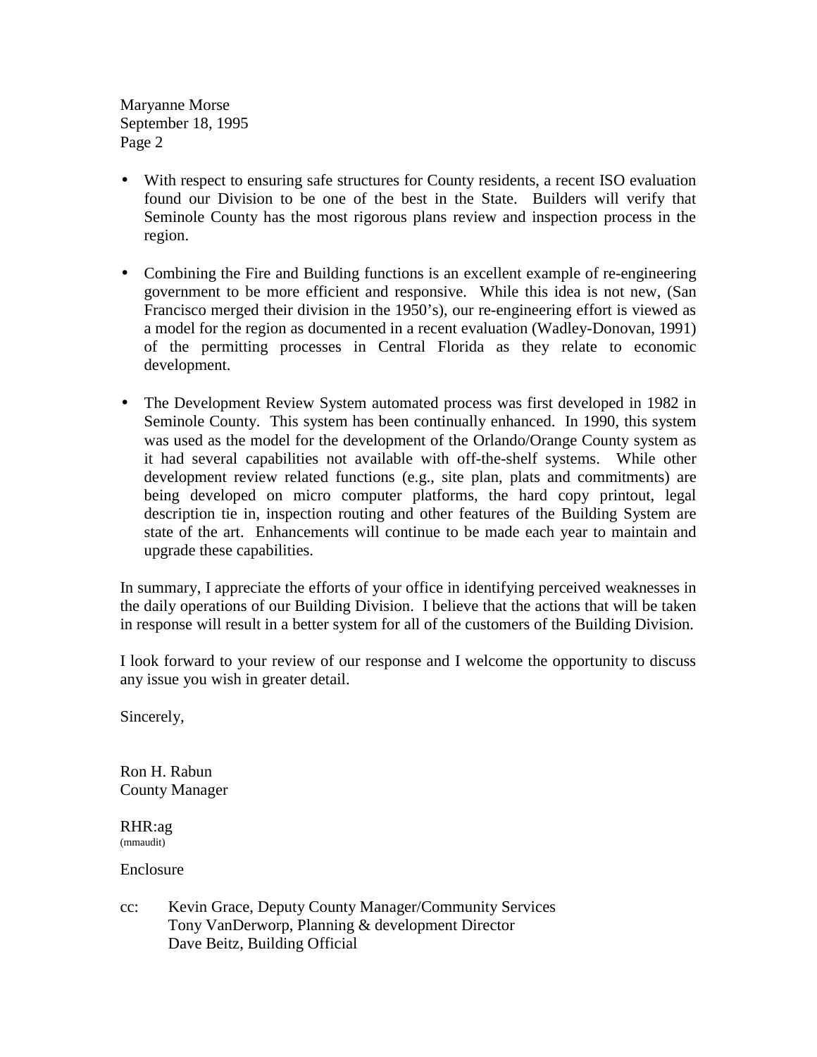Maryanne Morse
September 18, 1995
Page 2

- With respect to ensuring safe structures for County residents, a recent ISO evaluation found our Division to be one of the best in the State. Builders will verify that Seminole County has the most rigorous plans review and inspection process in the region.

- Combining the Fire and Building functions is an excellent example of re-engineering government to be more efficient and responsive. While this idea is not new, (San Francisco merged their division in the 1950's), our re-engineering effort is viewed as a model for the region as documented in a recent evaluation (Wadley-Donovan, 1991) of the permitting processes in Central Florida as they relate to economic development.

- The Development Review System automated process was first developed in 1982 in Seminole County. This system has been continually enhanced. In 1990, this system was used as the model for the development of the Orlando/Orange County system as it had several capabilities not available with off-the-shelf systems. While other development review related functions (e.g., site plan, plats and commitments) are being developed on micro computer platforms, the hard copy printout, legal description tie in, inspection routing and other features of the Building System are state of the art. Enhancements will continue to be made each year to maintain and upgrade these capabilities.

In summary, I appreciate the efforts of your office in identifying perceived weaknesses in the daily operations of our Building Division. I believe that the actions that will be taken in response will result in a better system for all of the customers of the Building Division.

I look forward to your review of our response and I welcome the opportunity to discuss any issue you wish in greater detail.

Sincerely,

Ron H. Rabun
County Manager

RHR:ag
(mmaudit)

Enclosure

cc: Kevin Grace, Deputy County Manager/Community Services
Tony VanDerworp, Planning & development Director
Dave Beitz, Building Official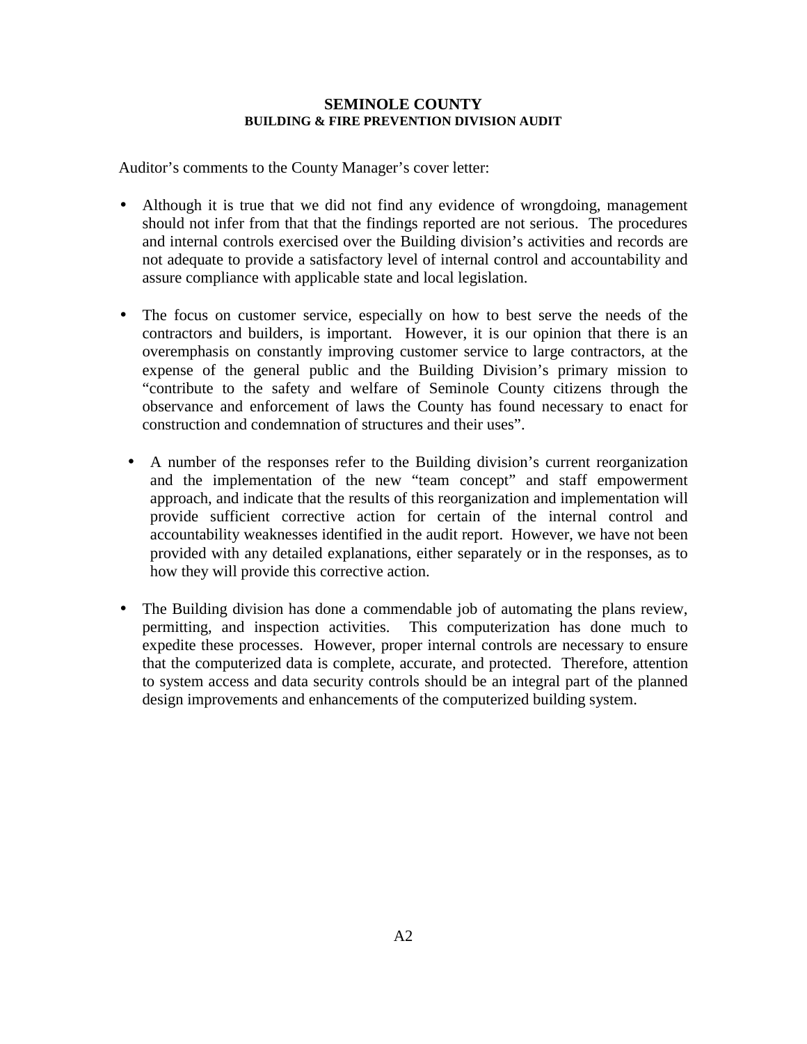# SEMINOLE COUNTY
## BUILDING & FIRE PREVENTION DIVISION AUDIT

Auditor's comments to the County Manager's cover letter:

- Although it is true that we did not find any evidence of wrongdoing, management should not infer from that that the findings reported are not serious. The procedures and internal controls exercised over the Building division's activities and records are not adequate to provide a satisfactory level of internal control and accountability and assure compliance with applicable state and local legislation.

- The focus on customer service, especially on how to best serve the needs of the contractors and builders, is important. However, it is our opinion that there is an overemphasis on constantly improving customer service to large contractors, at the expense of the general public and the Building Division's primary mission to "contribute to the safety and welfare of Seminole County citizens through the observance and enforcement of laws the County has found necessary to enact for construction and condemnation of structures and their uses".

- A number of the responses refer to the Building division's current reorganization and the implementation of the new "team concept" and staff empowerment approach, and indicate that the results of this reorganization and implementation will provide sufficient corrective action for certain of the internal control and accountability weaknesses identified in the audit report. However, we have not been provided with any detailed explanations, either separately or in the responses, as to how they will provide this corrective action.

- The Building division has done a commendable job of automating the plans review, permitting, and inspection activities. This computerization has done much to expedite these processes. However, proper internal controls are necessary to ensure that the computerized data is complete, accurate, and protected. Therefore, attention to system access and data security controls should be an integral part of the planned design improvements and enhancements of the computerized building system.